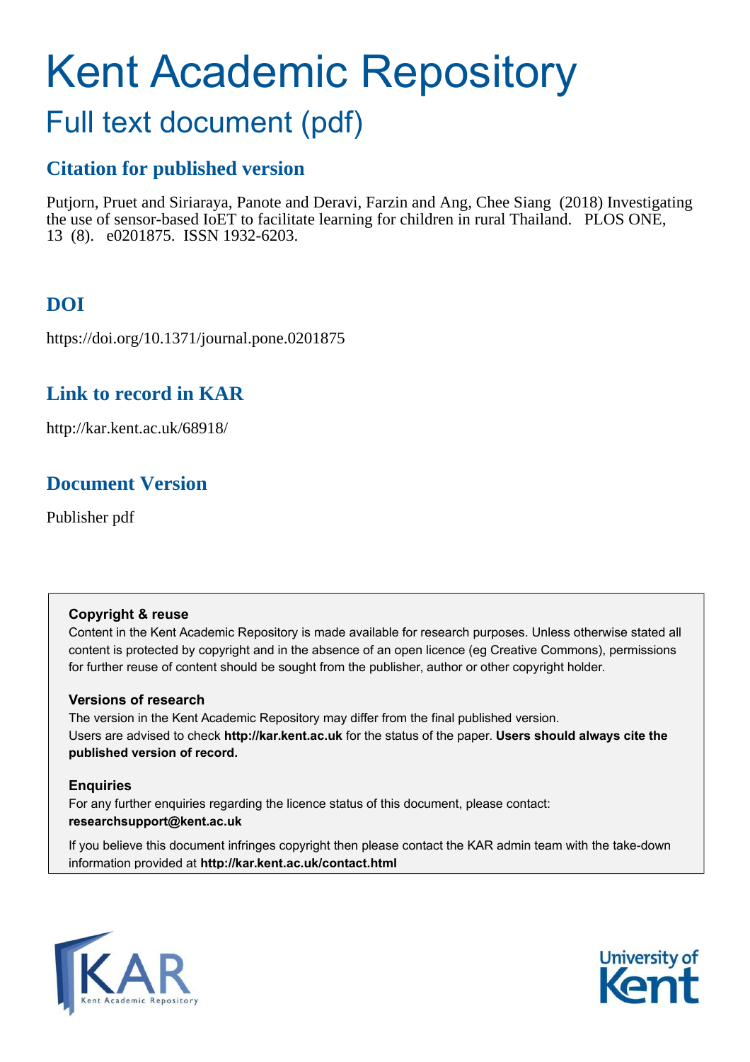# Kent Academic Repository

## Full text document (pdf)

### Citation for published version

Putjorn, Pruet and Siriaraya, Panote and Deravi, Farzin and Ang, Chee Siang (2018) Investigating the use of sensor-based IoET to facilitate learning for children in rural Thailand. PLOS ONE, 13 (8). e0201875. ISSN 1932-6203.

### DOI

https://doi.org/10.1371/journal.pone.0201875

### Link to record in KAR

http://kar.kent.ac.uk/68918/

### Document Version

Publisher pdf

**Copyright & reuse**

Content in the Kent Academic Repository is made available for research purposes. Unless otherwise stated all content is protected by copyright and in the absence of an open licence (eg Creative Commons), permissions for further reuse of content should be sought from the publisher, author or other copyright holder.

**Versions of research**

The version in the Kent Academic Repository may differ from the final published version.
Users are advised to check **http://kar.kent.ac.uk** for the status of the paper. **Users should always cite the published version of record.**

**Enquiries**

For any further enquiries regarding the licence status of this document, please contact:
**researchsupport@kent.ac.uk**

If you believe this document infringes copyright then please contact the KAR admin team with the take-down information provided at **http://kar.kent.ac.uk/contact.html**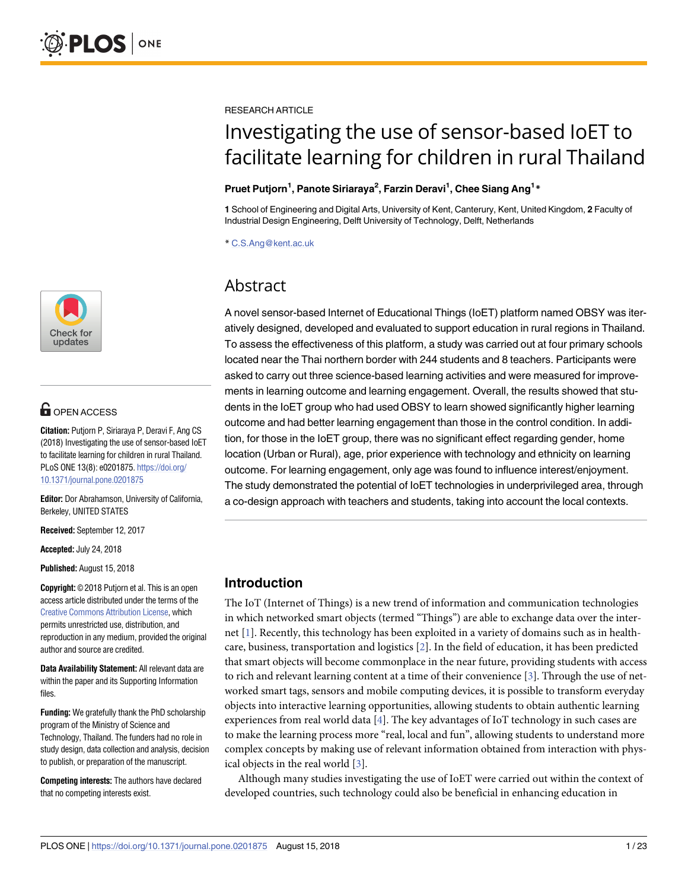RESEARCH ARTICLE

# Investigating the use of sensor-based IoET to facilitate learning for children in rural Thailand

**Pruet Putjorn[1], Panote Siriaraya[2], Farzin Deravi[1], Chee Siang Ang[1]***

**1** School of Engineering and Digital Arts, University of Kent, Canterury, Kent, United Kingdom, **2** Faculty of Industrial Design Engineering, Delft University of Technology, Delft, Netherlands

* C.S.Ang@kent.ac.uk

OPEN ACCESS

**Citation:** Putjorn P, Siriaraya P, Deravi F, Ang CS (2018) Investigating the use of sensor-based IoET to facilitate learning for children in rural Thailand. PLoS ONE 13(8): e0201875. https://doi.org/10.1371/journal.pone.0201875

**Editor:** Dor Abrahamson, University of California, Berkeley, UNITED STATES

**Received:** September 12, 2017

**Accepted:** July 24, 2018

**Published:** August 15, 2018

**Copyright:** © 2018 Putjorn et al. This is an open access article distributed under the terms of the Creative Commons Attribution License, which permits unrestricted use, distribution, and reproduction in any medium, provided the original author and source are credited.

**Data Availability Statement:** All relevant data are within the paper and its Supporting Information files.

**Funding:** We gratefully thank the PhD scholarship program of the Ministry of Science and Technology, Thailand. The funders had no role in study design, data collection and analysis, decision to publish, or preparation of the manuscript.

**Competing interests:** The authors have declared that no competing interests exist.

## Abstract

A novel sensor-based Internet of Educational Things (IoET) platform named OBSY was iteratively designed, developed and evaluated to support education in rural regions in Thailand. To assess the effectiveness of this platform, a study was carried out at four primary schools located near the Thai northern border with 244 students and 8 teachers. Participants were asked to carry out three science-based learning activities and were measured for improvements in learning outcome and learning engagement. Overall, the results showed that students in the IoET group who had used OBSY to learn showed significantly higher learning outcome and had better learning engagement than those in the control condition. In addition, for those in the IoET group, there was no significant effect regarding gender, home location (Urban or Rural), age, prior experience with technology and ethnicity on learning outcome. For learning engagement, only age was found to influence interest/enjoyment. The study demonstrated the potential of IoET technologies in underprivileged area, through a co-design approach with teachers and students, taking into account the local contexts.

## Introduction

The IoT (Internet of Things) is a new trend of information and communication technologies in which networked smart objects (termed "Things") are able to exchange data over the internet [1]. Recently, this technology has been exploited in a variety of domains such as in healthcare, business, transportation and logistics [2]. In the field of education, it has been predicted that smart objects will become commonplace in the near future, providing students with access to rich and relevant learning content at a time of their convenience [3]. Through the use of networked smart tags, sensors and mobile computing devices, it is possible to transform everyday objects into interactive learning opportunities, allowing students to obtain authentic learning experiences from real world data [4]. The key advantages of IoT technology in such cases are to make the learning process more "real, local and fun", allowing students to understand more complex concepts by making use of relevant information obtained from interaction with physical objects in the real world [3].

Although many studies investigating the use of IoET were carried out within the context of developed countries, such technology could also be beneficial in enhancing education in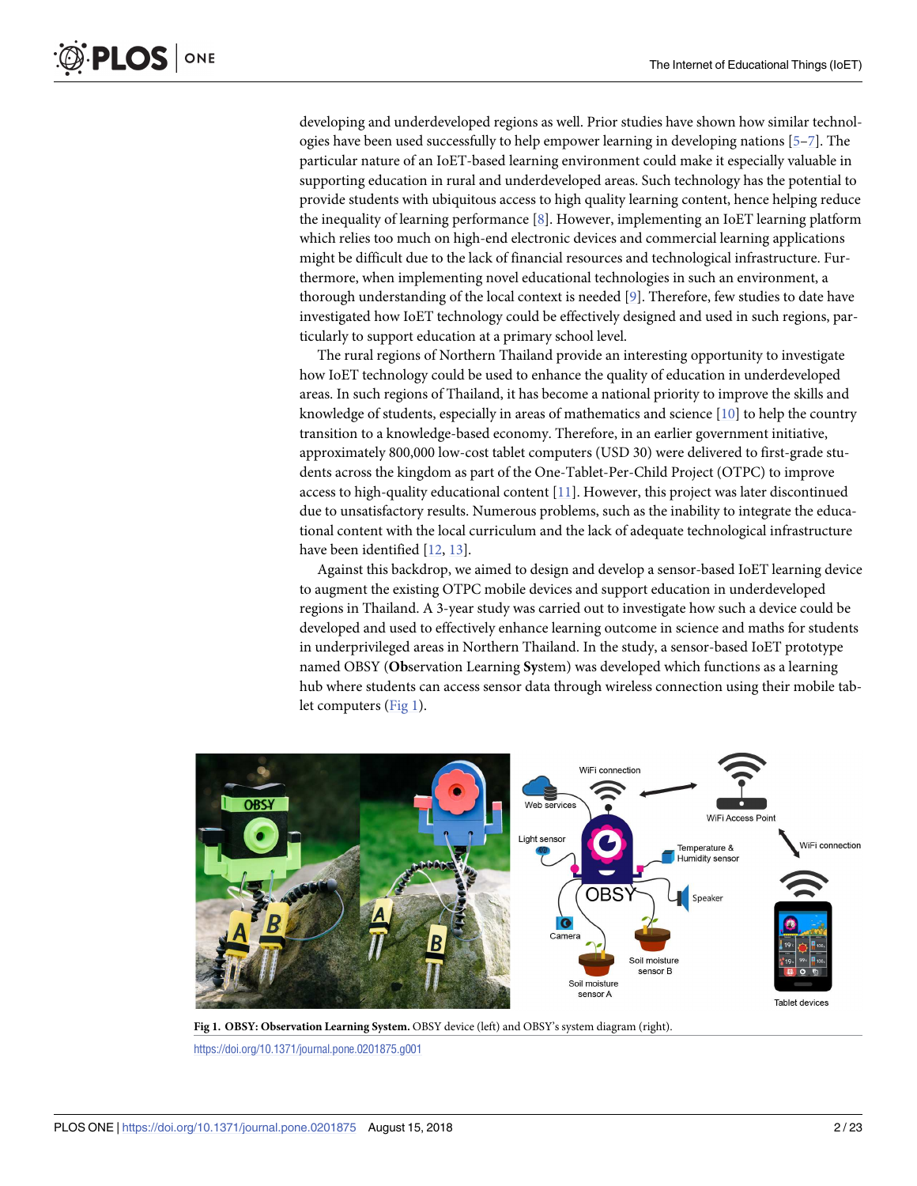developing and underdeveloped regions as well. Prior studies have shown how similar technologies have been used successfully to help empower learning in developing nations [5–7]. The particular nature of an IoET-based learning environment could make it especially valuable in supporting education in rural and underdeveloped areas. Such technology has the potential to provide students with ubiquitous access to high quality learning content, hence helping reduce the inequality of learning performance [8]. However, implementing an IoET learning platform which relies too much on high-end electronic devices and commercial learning applications might be difficult due to the lack of financial resources and technological infrastructure. Furthermore, when implementing novel educational technologies in such an environment, a thorough understanding of the local context is needed [9]. Therefore, few studies to date have investigated how IoET technology could be effectively designed and used in such regions, particularly to support education at a primary school level.

The rural regions of Northern Thailand provide an interesting opportunity to investigate how IoET technology could be used to enhance the quality of education in underdeveloped areas. In such regions of Thailand, it has become a national priority to improve the skills and knowledge of students, especially in areas of mathematics and science [10] to help the country transition to a knowledge-based economy. Therefore, in an earlier government initiative, approximately 800,000 low-cost tablet computers (USD 30) were delivered to first-grade students across the kingdom as part of the One-Tablet-Per-Child Project (OTPC) to improve access to high-quality educational content [11]. However, this project was later discontinued due to unsatisfactory results. Numerous problems, such as the inability to integrate the educational content with the local curriculum and the lack of adequate technological infrastructure have been identified [12, 13].

Against this backdrop, we aimed to design and develop a sensor-based IoET learning device to augment the existing OTPC mobile devices and support education in underdeveloped regions in Thailand. A 3-year study was carried out to investigate how such a device could be developed and used to effectively enhance learning outcome in science and maths for students in underprivileged areas in Northern Thailand. In the study, a sensor-based IoET prototype named OBSY (**Ob**servation Learning **Sy**stem) was developed which functions as a learning hub where students can access sensor data through wireless connection using their mobile tablet computers (Fig 1).

**Fig 1. OBSY: Observation Learning System.** OBSY device (left) and OBSY's system diagram (right).

https://doi.org/10.1371/journal.pone.0201875.g001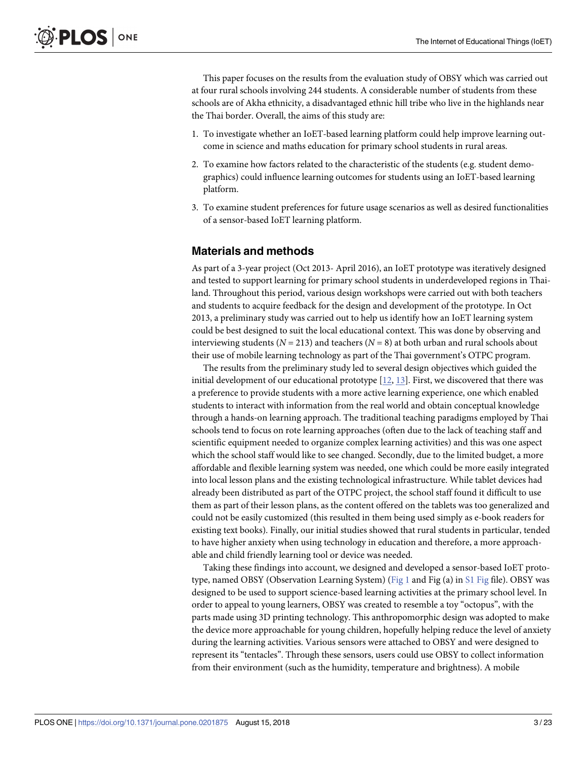This paper focuses on the results from the evaluation study of OBSY which was carried out at four rural schools involving 244 students. A considerable number of students from these schools are of Akha ethnicity, a disadvantaged ethnic hill tribe who live in the highlands near the Thai border. Overall, the aims of this study are:

1. To investigate whether an IoET-based learning platform could help improve learning outcome in science and maths education for primary school students in rural areas.
2. To examine how factors related to the characteristic of the students (e.g. student demographics) could influence learning outcomes for students using an IoET-based learning platform.
3. To examine student preferences for future usage scenarios as well as desired functionalities of a sensor-based IoET learning platform.

## Materials and methods

As part of a 3-year project (Oct 2013- April 2016), an IoET prototype was iteratively designed and tested to support learning for primary school students in underdeveloped regions in Thailand. Throughout this period, various design workshops were carried out with both teachers and students to acquire feedback for the design and development of the prototype. In Oct 2013, a preliminary study was carried out to help us identify how an IoET learning system could be best designed to suit the local educational context. This was done by observing and interviewing students ($N = 213$) and teachers ($N = 8$) at both urban and rural schools about their use of mobile learning technology as part of the Thai government's OTPC program.

The results from the preliminary study led to several design objectives which guided the initial development of our educational prototype [12, 13]. First, we discovered that there was a preference to provide students with a more active learning experience, one which enabled students to interact with information from the real world and obtain conceptual knowledge through a hands-on learning approach. The traditional teaching paradigms employed by Thai schools tend to focus on rote learning approaches (often due to the lack of teaching staff and scientific equipment needed to organize complex learning activities) and this was one aspect which the school staff would like to see changed. Secondly, due to the limited budget, a more affordable and flexible learning system was needed, one which could be more easily integrated into local lesson plans and the existing technological infrastructure. While tablet devices had already been distributed as part of the OTPC project, the school staff found it difficult to use them as part of their lesson plans, as the content offered on the tablets was too generalized and could not be easily customized (this resulted in them being used simply as e-book readers for existing text books). Finally, our initial studies showed that rural students in particular, tended to have higher anxiety when using technology in education and therefore, a more approachable and child friendly learning tool or device was needed.

Taking these findings into account, we designed and developed a sensor-based IoET prototype, named OBSY (Observation Learning System) (Fig 1 and Fig (a) in S1 Fig file). OBSY was designed to be used to support science-based learning activities at the primary school level. In order to appeal to young learners, OBSY was created to resemble a toy "octopus", with the parts made using 3D printing technology. This anthropomorphic design was adopted to make the device more approachable for young children, hopefully helping reduce the level of anxiety during the learning activities. Various sensors were attached to OBSY and were designed to represent its "tentacles". Through these sensors, users could use OBSY to collect information from their environment (such as the humidity, temperature and brightness). A mobile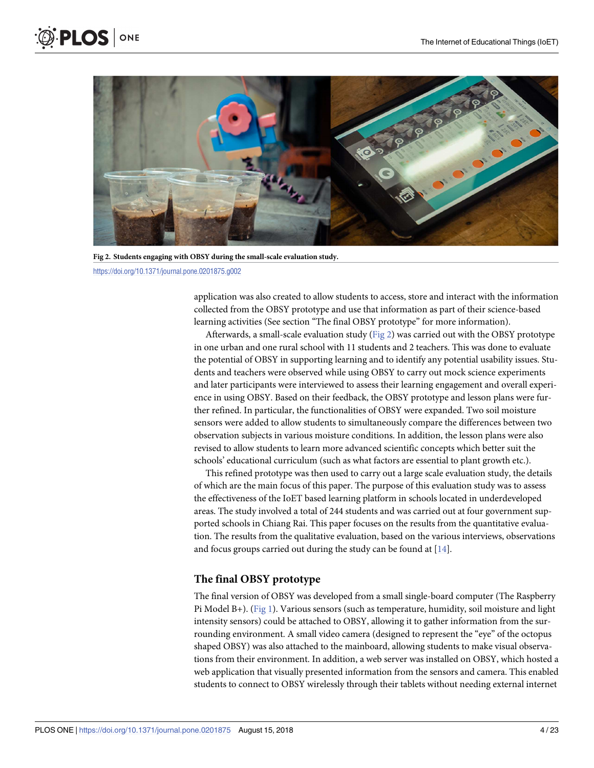Fig 2. Students engaging with OBSY during the small-scale evaluation study.

https://doi.org/10.1371/journal.pone.0201875.g002

application was also created to allow students to access, store and interact with the information collected from the OBSY prototype and use that information as part of their science-based learning activities (See section "The final OBSY prototype" for more information).

Afterwards, a small-scale evaluation study (Fig 2) was carried out with the OBSY prototype in one urban and one rural school with 11 students and 2 teachers. This was done to evaluate the potential of OBSY in supporting learning and to identify any potential usability issues. Students and teachers were observed while using OBSY to carry out mock science experiments and later participants were interviewed to assess their learning engagement and overall experience in using OBSY. Based on their feedback, the OBSY prototype and lesson plans were further refined. In particular, the functionalities of OBSY were expanded. Two soil moisture sensors were added to allow students to simultaneously compare the differences between two observation subjects in various moisture conditions. In addition, the lesson plans were also revised to allow students to learn more advanced scientific concepts which better suit the schools' educational curriculum (such as what factors are essential to plant growth etc.).

This refined prototype was then used to carry out a large scale evaluation study, the details of which are the main focus of this paper. The purpose of this evaluation study was to assess the effectiveness of the IoET based learning platform in schools located in underdeveloped areas. The study involved a total of 244 students and was carried out at four government supported schools in Chiang Rai. This paper focuses on the results from the quantitative evaluation. The results from the qualitative evaluation, based on the various interviews, observations and focus groups carried out during the study can be found at [14].

## The final OBSY prototype

The final version of OBSY was developed from a small single-board computer (The Raspberry Pi Model B+). (Fig 1). Various sensors (such as temperature, humidity, soil moisture and light intensity sensors) could be attached to OBSY, allowing it to gather information from the surrounding environment. A small video camera (designed to represent the "eye" of the octopus shaped OBSY) was also attached to the mainboard, allowing students to make visual observations from their environment. In addition, a web server was installed on OBSY, which hosted a web application that visually presented information from the sensors and camera. This enabled students to connect to OBSY wirelessly through their tablets without needing external internet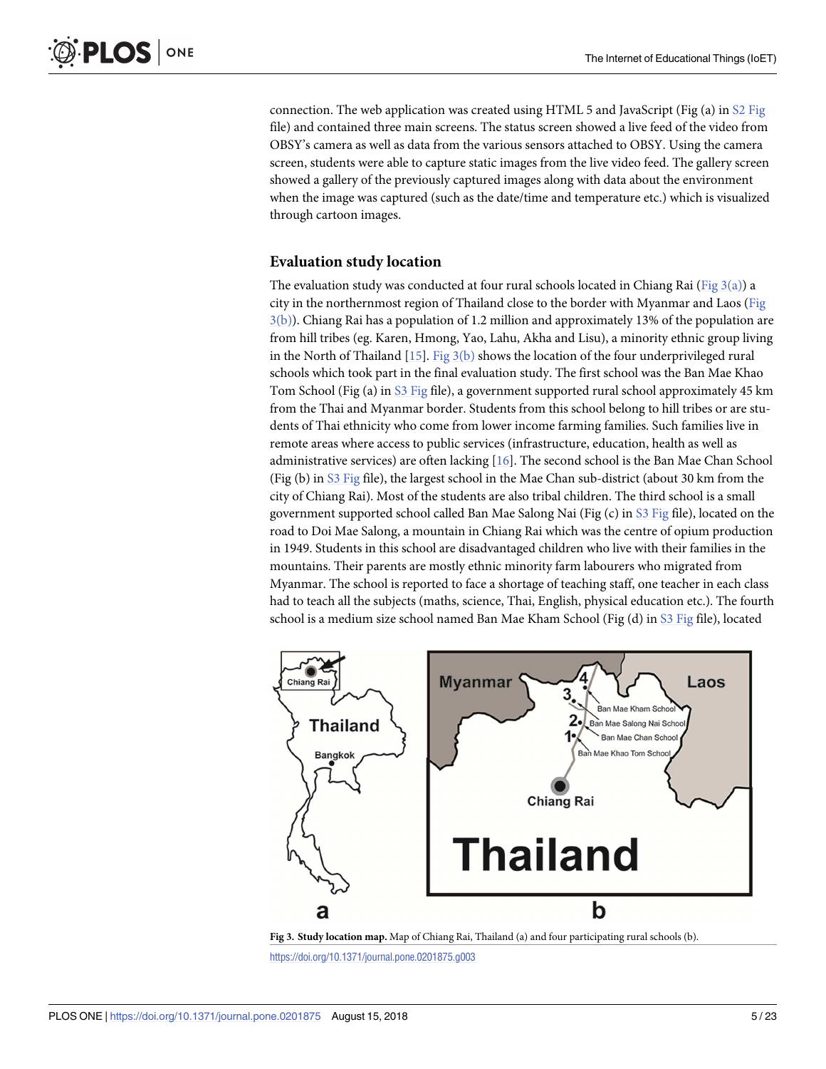connection. The web application was created using HTML 5 and JavaScript (Fig (a) in S2 Fig file) and contained three main screens. The status screen showed a live feed of the video from OBSY's camera as well as data from the various sensors attached to OBSY. Using the camera screen, students were able to capture static images from the live video feed. The gallery screen showed a gallery of the previously captured images along with data about the environment when the image was captured (such as the date/time and temperature etc.) which is visualized through cartoon images.

### Evaluation study location

The evaluation study was conducted at four rural schools located in Chiang Rai (Fig 3(a)) a city in the northernmost region of Thailand close to the border with Myanmar and Laos (Fig 3(b)). Chiang Rai has a population of 1.2 million and approximately 13% of the population are from hill tribes (eg. Karen, Hmong, Yao, Lahu, Akha and Lisu), a minority ethnic group living in the North of Thailand [15]. Fig 3(b) shows the location of the four underprivileged rural schools which took part in the final evaluation study. The first school was the Ban Mae Khao Tom School (Fig (a) in S3 Fig file), a government supported rural school approximately 45 km from the Thai and Myanmar border. Students from this school belong to hill tribes or are students of Thai ethnicity who come from lower income farming families. Such families live in remote areas where access to public services (infrastructure, education, health as well as administrative services) are often lacking [16]. The second school is the Ban Mae Chan School (Fig (b) in S3 Fig file), the largest school in the Mae Chan sub-district (about 30 km from the city of Chiang Rai). Most of the students are also tribal children. The third school is a small government supported school called Ban Mae Salong Nai (Fig (c) in S3 Fig file), located on the road to Doi Mae Salong, a mountain in Chiang Rai which was the centre of opium production in 1949. Students in this school are disadvantaged children who live with their families in the mountains. Their parents are mostly ethnic minority farm labourers who migrated from Myanmar. The school is reported to face a shortage of teaching staff, one teacher in each class had to teach all the subjects (maths, science, Thai, English, physical education etc.). The fourth school is a medium size school named Ban Mae Kham School (Fig (d) in S3 Fig file), located

**Fig 3. Study location map.** Map of Chiang Rai, Thailand (a) and four participating rural schools (b).

https://doi.org/10.1371/journal.pone.0201875.g003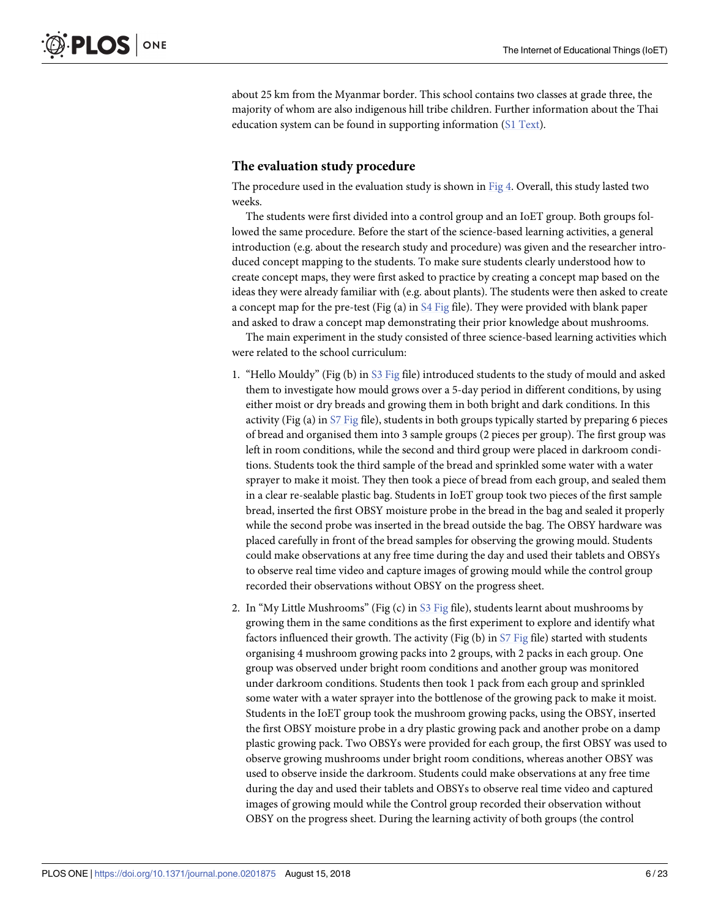about 25 km from the Myanmar border. This school contains two classes at grade three, the majority of whom are also indigenous hill tribe children. Further information about the Thai education system can be found in supporting information (S1 Text).

## The evaluation study procedure

The procedure used in the evaluation study is shown in Fig 4. Overall, this study lasted two weeks.

The students were first divided into a control group and an IoET group. Both groups followed the same procedure. Before the start of the science-based learning activities, a general introduction (e.g. about the research study and procedure) was given and the researcher introduced concept mapping to the students. To make sure students clearly understood how to create concept maps, they were first asked to practice by creating a concept map based on the ideas they were already familiar with (e.g. about plants). The students were then asked to create a concept map for the pre-test (Fig (a) in S4 Fig file). They were provided with blank paper and asked to draw a concept map demonstrating their prior knowledge about mushrooms.

The main experiment in the study consisted of three science-based learning activities which were related to the school curriculum:

1. "Hello Mouldy" (Fig (b) in S3 Fig file) introduced students to the study of mould and asked them to investigate how mould grows over a 5-day period in different conditions, by using either moist or dry breads and growing them in both bright and dark conditions. In this activity (Fig (a) in S7 Fig file), students in both groups typically started by preparing 6 pieces of bread and organised them into 3 sample groups (2 pieces per group). The first group was left in room conditions, while the second and third group were placed in darkroom conditions. Students took the third sample of the bread and sprinkled some water with a water sprayer to make it moist. They then took a piece of bread from each group, and sealed them in a clear re-sealable plastic bag. Students in IoET group took two pieces of the first sample bread, inserted the first OBSY moisture probe in the bread in the bag and sealed it properly while the second probe was inserted in the bread outside the bag. The OBSY hardware was placed carefully in front of the bread samples for observing the growing mould. Students could make observations at any free time during the day and used their tablets and OBSYs to observe real time video and capture images of growing mould while the control group recorded their observations without OBSY on the progress sheet.

2. In "My Little Mushrooms" (Fig (c) in S3 Fig file), students learnt about mushrooms by growing them in the same conditions as the first experiment to explore and identify what factors influenced their growth. The activity (Fig (b) in S7 Fig file) started with students organising 4 mushroom growing packs into 2 groups, with 2 packs in each group. One group was observed under bright room conditions and another group was monitored under darkroom conditions. Students then took 1 pack from each group and sprinkled some water with a water sprayer into the bottlenose of the growing pack to make it moist. Students in the IoET group took the mushroom growing packs, using the OBSY, inserted the first OBSY moisture probe in a dry plastic growing pack and another probe on a damp plastic growing pack. Two OBSYs were provided for each group, the first OBSY was used to observe growing mushrooms under bright room conditions, whereas another OBSY was used to observe inside the darkroom. Students could make observations at any free time during the day and used their tablets and OBSYs to observe real time video and captured images of growing mould while the Control group recorded their observation without OBSY on the progress sheet. During the learning activity of both groups (the control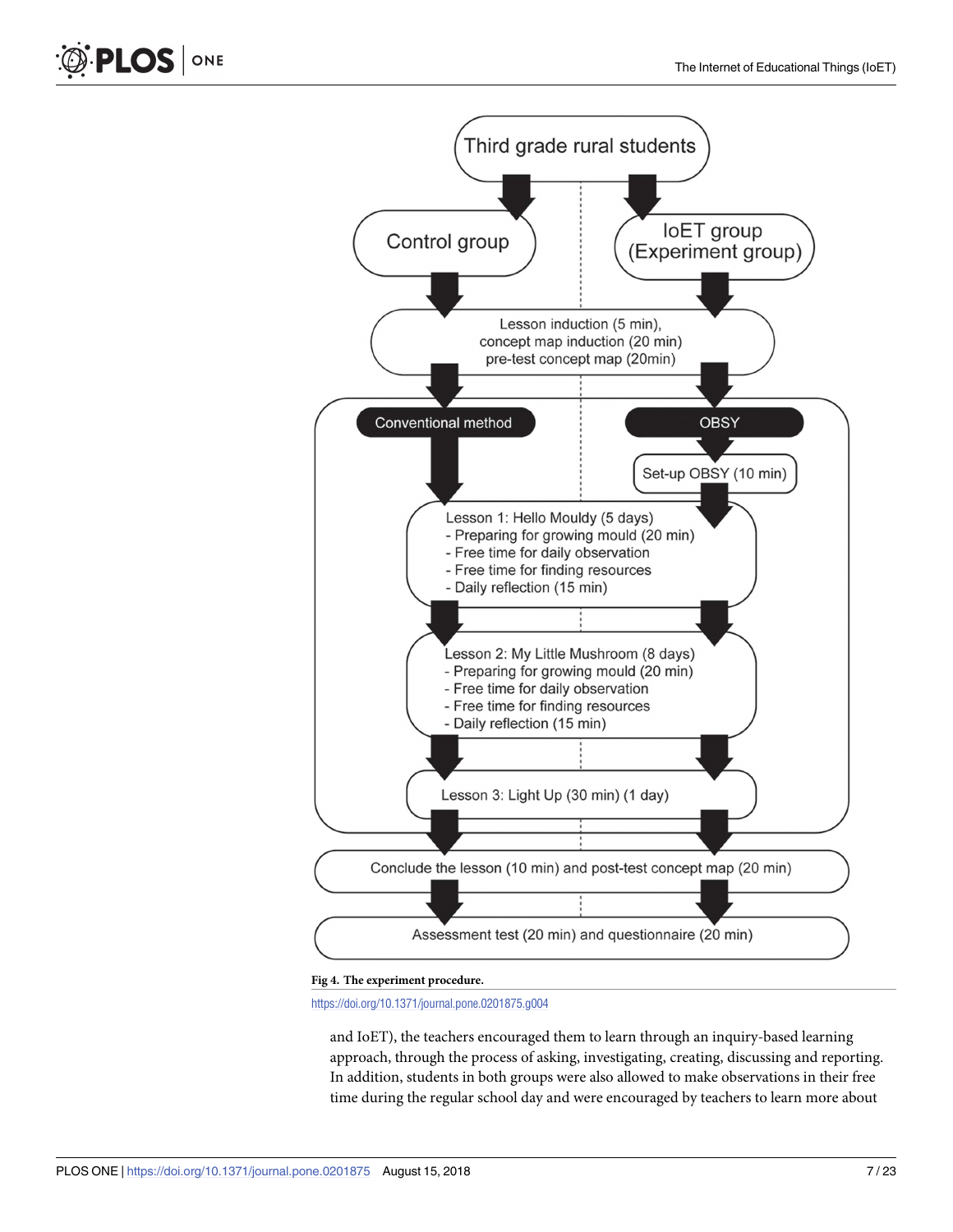**Fig 4. The experiment procedure.**

https://doi.org/10.1371/journal.pone.0201875.g004

and IoET), the teachers encouraged them to learn through an inquiry-based learning approach, through the process of asking, investigating, creating, discussing and reporting. In addition, students in both groups were also allowed to make observations in their free time during the regular school day and were encouraged by teachers to learn more about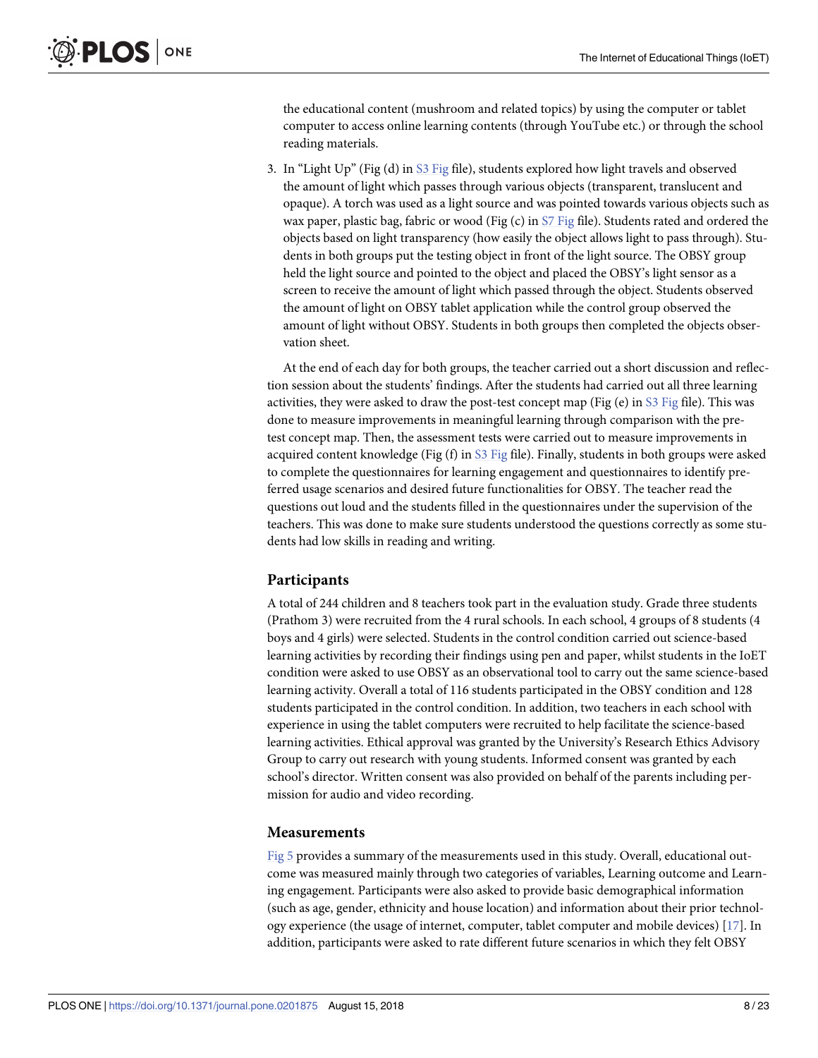the educational content (mushroom and related topics) by using the computer or tablet computer to access online learning contents (through YouTube etc.) or through the school reading materials.

3. In "Light Up" (Fig (d) in S3 Fig file), students explored how light travels and observed the amount of light which passes through various objects (transparent, translucent and opaque). A torch was used as a light source and was pointed towards various objects such as wax paper, plastic bag, fabric or wood (Fig (c) in S7 Fig file). Students rated and ordered the objects based on light transparency (how easily the object allows light to pass through). Students in both groups put the testing object in front of the light source. The OBSY group held the light source and pointed to the object and placed the OBSY's light sensor as a screen to receive the amount of light which passed through the object. Students observed the amount of light on OBSY tablet application while the control group observed the amount of light without OBSY. Students in both groups then completed the objects observation sheet.

At the end of each day for both groups, the teacher carried out a short discussion and reflection session about the students' findings. After the students had carried out all three learning activities, they were asked to draw the post-test concept map (Fig (e) in S3 Fig file). This was done to measure improvements in meaningful learning through comparison with the pre-test concept map. Then, the assessment tests were carried out to measure improvements in acquired content knowledge (Fig (f) in S3 Fig file). Finally, students in both groups were asked to complete the questionnaires for learning engagement and questionnaires to identify preferred usage scenarios and desired future functionalities for OBSY. The teacher read the questions out loud and the students filled in the questionnaires under the supervision of the teachers. This was done to make sure students understood the questions correctly as some students had low skills in reading and writing.

## Participants

A total of 244 children and 8 teachers took part in the evaluation study. Grade three students (Prathom 3) were recruited from the 4 rural schools. In each school, 4 groups of 8 students (4 boys and 4 girls) were selected. Students in the control condition carried out science-based learning activities by recording their findings using pen and paper, whilst students in the IoET condition were asked to use OBSY as an observational tool to carry out the same science-based learning activity. Overall a total of 116 students participated in the OBSY condition and 128 students participated in the control condition. In addition, two teachers in each school with experience in using the tablet computers were recruited to help facilitate the science-based learning activities. Ethical approval was granted by the University's Research Ethics Advisory Group to carry out research with young students. Informed consent was granted by each school's director. Written consent was also provided on behalf of the parents including permission for audio and video recording.

## Measurements

Fig 5 provides a summary of the measurements used in this study. Overall, educational outcome was measured mainly through two categories of variables, Learning outcome and Learning engagement. Participants were also asked to provide basic demographical information (such as age, gender, ethnicity and house location) and information about their prior technology experience (the usage of internet, computer, tablet computer and mobile devices) [17]. In addition, participants were asked to rate different future scenarios in which they felt OBSY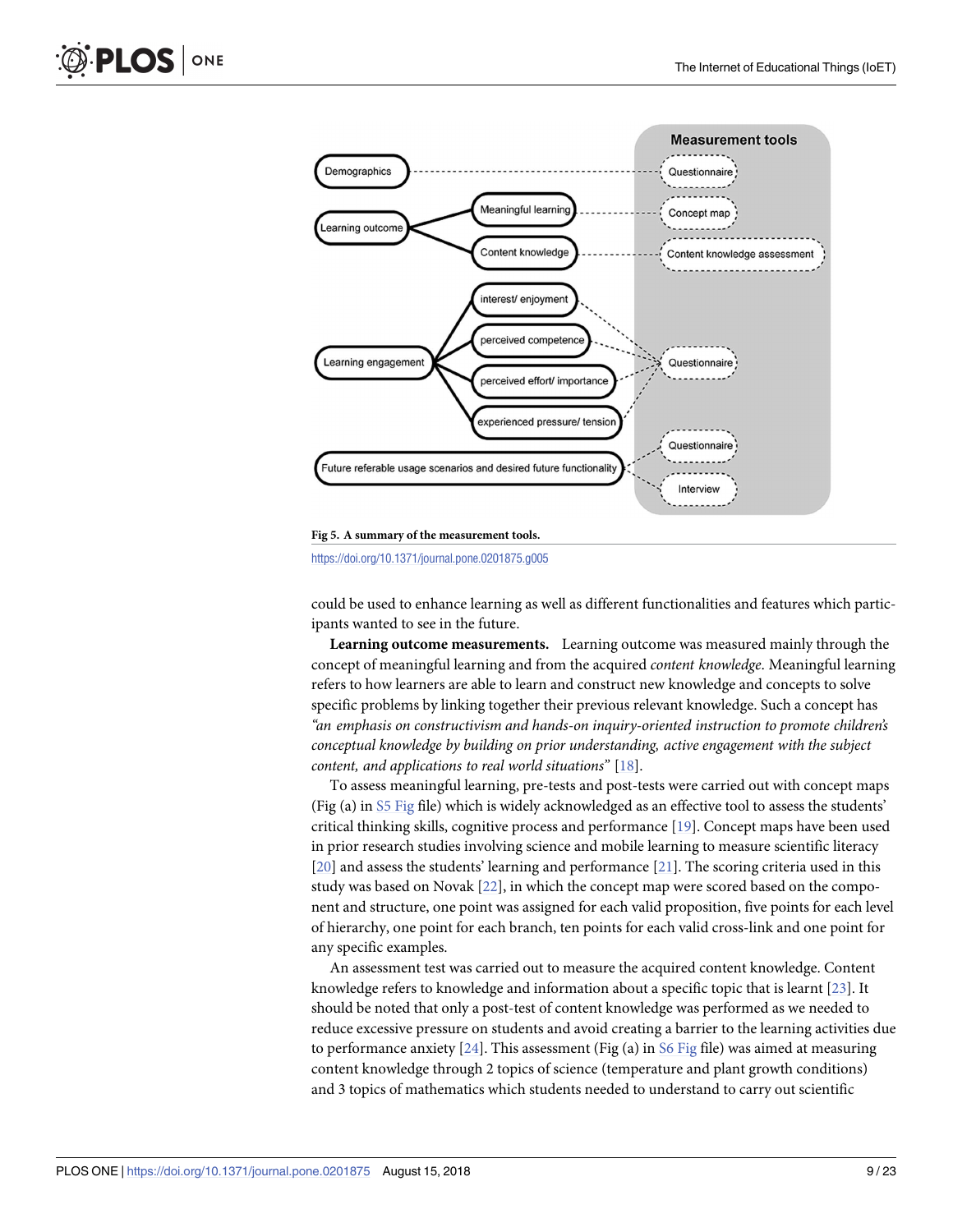**Fig 5. A summary of the measurement tools.**

https://doi.org/10.1371/journal.pone.0201875.g005

could be used to enhance learning as well as different functionalities and features which participants wanted to see in the future.

**Learning outcome measurements.** Learning outcome was measured mainly through the concept of meaningful learning and from the acquired *content knowledge*. Meaningful learning refers to how learners are able to learn and construct new knowledge and concepts to solve specific problems by linking together their previous relevant knowledge. Such a concept has *"an emphasis on constructivism and hands-on inquiry-oriented instruction to promote children's conceptual knowledge by building on prior understanding, active engagement with the subject content, and applications to real world situations"* [18].

To assess meaningful learning, pre-tests and post-tests were carried out with concept maps (Fig (a) in S5 Fig file) which is widely acknowledged as an effective tool to assess the students' critical thinking skills, cognitive process and performance [19]. Concept maps have been used in prior research studies involving science and mobile learning to measure scientific literacy [20] and assess the students' learning and performance [21]. The scoring criteria used in this study was based on Novak [22], in which the concept map were scored based on the component and structure, one point was assigned for each valid proposition, five points for each level of hierarchy, one point for each branch, ten points for each valid cross-link and one point for any specific examples.

An assessment test was carried out to measure the acquired content knowledge. Content knowledge refers to knowledge and information about a specific topic that is learnt [23]. It should be noted that only a post-test of content knowledge was performed as we needed to reduce excessive pressure on students and avoid creating a barrier to the learning activities due to performance anxiety [24]. This assessment (Fig (a) in S6 Fig file) was aimed at measuring content knowledge through 2 topics of science (temperature and plant growth conditions) and 3 topics of mathematics which students needed to understand to carry out scientific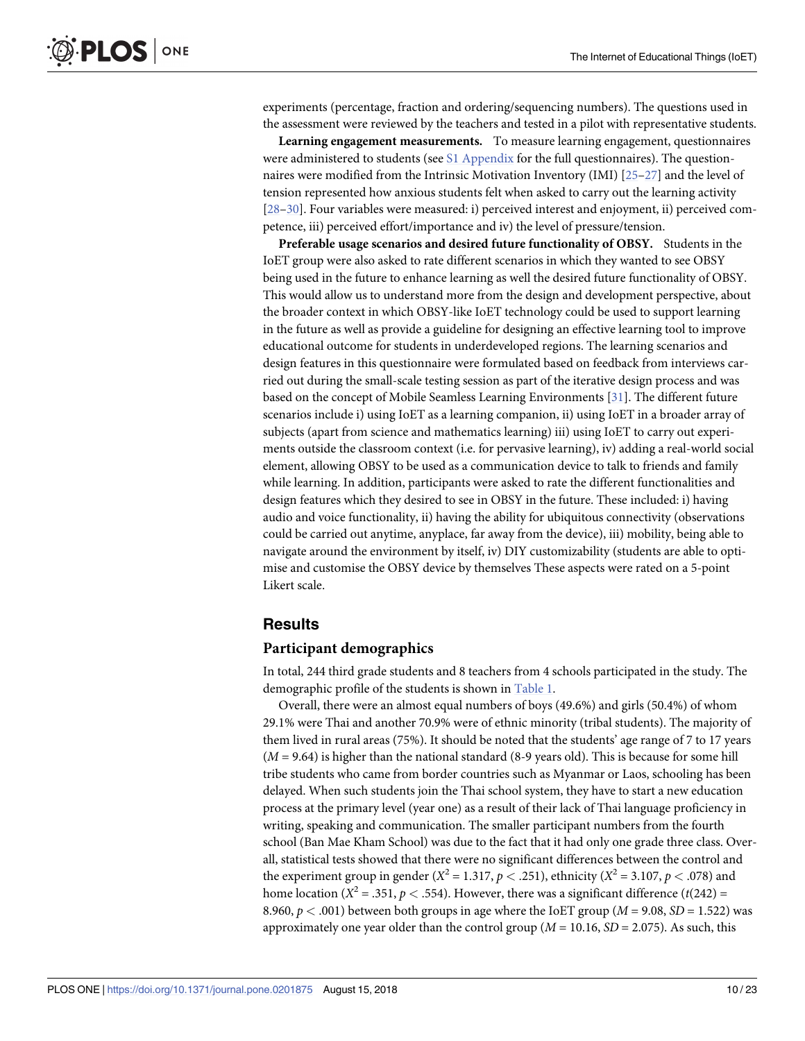experiments (percentage, fraction and ordering/sequencing numbers). The questions used in the assessment were reviewed by the teachers and tested in a pilot with representative students.

**Learning engagement measurements.** To measure learning engagement, questionnaires were administered to students (see S1 Appendix for the full questionnaires). The questionnaires were modified from the Intrinsic Motivation Inventory (IMI) [25–27] and the level of tension represented how anxious students felt when asked to carry out the learning activity [28–30]. Four variables were measured: i) perceived interest and enjoyment, ii) perceived competence, iii) perceived effort/importance and iv) the level of pressure/tension.

**Preferable usage scenarios and desired future functionality of OBSY.** Students in the IoET group were also asked to rate different scenarios in which they wanted to see OBSY being used in the future to enhance learning as well the desired future functionality of OBSY. This would allow us to understand more from the design and development perspective, about the broader context in which OBSY-like IoET technology could be used to support learning in the future as well as provide a guideline for designing an effective learning tool to improve educational outcome for students in underdeveloped regions. The learning scenarios and design features in this questionnaire were formulated based on feedback from interviews carried out during the small-scale testing session as part of the iterative design process and was based on the concept of Mobile Seamless Learning Environments [31]. The different future scenarios include i) using IoET as a learning companion, ii) using IoET in a broader array of subjects (apart from science and mathematics learning) iii) using IoET to carry out experiments outside the classroom context (i.e. for pervasive learning), iv) adding a real-world social element, allowing OBSY to be used as a communication device to talk to friends and family while learning. In addition, participants were asked to rate the different functionalities and design features which they desired to see in OBSY in the future. These included: i) having audio and voice functionality, ii) having the ability for ubiquitous connectivity (observations could be carried out anytime, anyplace, far away from the device), iii) mobility, being able to navigate around the environment by itself, iv) DIY customizability (students are able to optimise and customise the OBSY device by themselves These aspects were rated on a 5-point Likert scale.

## Results

### Participant demographics

In total, 244 third grade students and 8 teachers from 4 schools participated in the study. The demographic profile of the students is shown in Table 1.

Overall, there were an almost equal numbers of boys (49.6%) and girls (50.4%) of whom 29.1% were Thai and another 70.9% were of ethnic minority (tribal students). The majority of them lived in rural areas (75%). It should be noted that the students' age range of 7 to 17 years ($M = 9.64$) is higher than the national standard (8-9 years old). This is because for some hill tribe students who came from border countries such as Myanmar or Laos, schooling has been delayed. When such students join the Thai school system, they have to start a new education process at the primary level (year one) as a result of their lack of Thai language proficiency in writing, speaking and communication. The smaller participant numbers from the fourth school (Ban Mae Kham School) was due to the fact that it had only one grade three class. Overall, statistical tests showed that there were no significant differences between the control and the experiment group in gender ($X^2 = 1.317, p < .251$), ethnicity ($X^2 = 3.107, p < .078$) and home location ($X^2 = .351, p < .554$). However, there was a significant difference ($t(242) = 8.960, p < .001$) between both groups in age where the IoET group ($M = 9.08, SD = 1.522$) was approximately one year older than the control group ($M = 10.16, SD = 2.075$). As such, this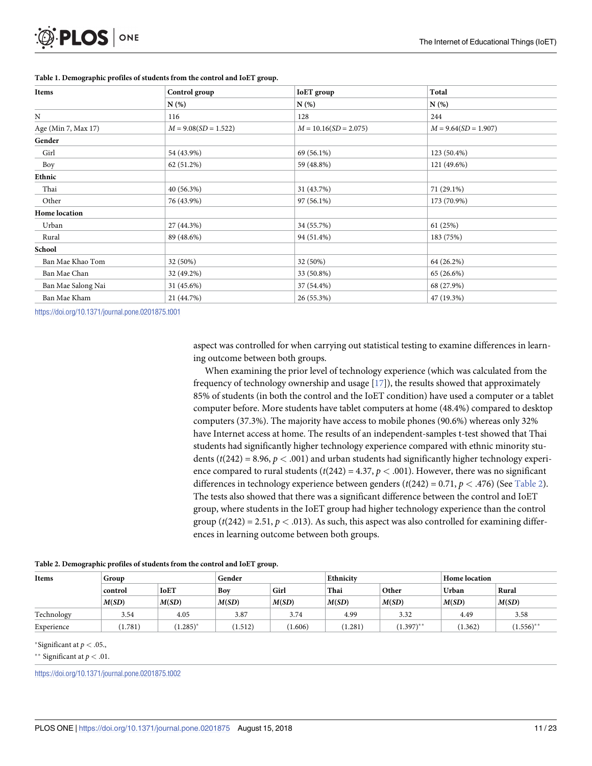**Table 1. Demographic profiles of students from the control and IoET group.**

| Items | Control group | IoET group | Total |
|---|---|---|---|
| | N (%) | N (%) | N (%) |
| N | 116 | 128 | 244 |
| Age (Min 7, Max 17) | $M = 9.08 (SD = 1.522)$ | $M = 10.16 (SD = 2.075)$ | $M = 9.64 (SD = 1.907)$ |
| **Gender** | | | |
| Girl | 54 (43.9%) | 69 (56.1%) | 123 (50.4%) |
| Boy | 62 (51.2%) | 59 (48.8%) | 121 (49.6%) |
| **Ethnic** | | | |
| Thai | 40 (56.3%) | 31 (43.7%) | 71 (29.1%) |
| Other | 76 (43.9%) | 97 (56.1%) | 173 (70.9%) |
| **Home location** | | | |
| Urban | 27 (44.3%) | 34 (55.7%) | 61 (25%) |
| Rural | 89 (48.6%) | 94 (51.4%) | 183 (75%) |
| **School** | | | |
| Ban Mae Khao Tom | 32 (50%) | 32 (50%) | 64 (26.2%) |
| Ban Mae Chan | 32 (49.2%) | 33 (50.8%) | 65 (26.6%) |
| Ban Mae Salong Nai | 31 (45.6%) | 37 (54.4%) | 68 (27.9%) |
| Ban Mae Kham | 21 (44.7%) | 26 (55.3%) | 47 (19.3%) |

https://doi.org/10.1371/journal.pone.0201875.t001

aspect was controlled for when carrying out statistical testing to examine differences in learning outcome between both groups.

When examining the prior level of technology experience (which was calculated from the frequency of technology ownership and usage [17]), the results showed that approximately 85% of students (in both the control and the IoET condition) have used a computer or a tablet computer before. More students have tablet computers at home (48.4%) compared to desktop computers (37.3%). The majority have access to mobile phones (90.6%) whereas only 32% have Internet access at home. The results of an independent-samples t-test showed that Thai students had significantly higher technology experience compared with ethnic minority students ($t(242) = 8.96$, $p < .001$) and urban students had significantly higher technology experience compared to rural students ($t(242) = 4.37$, $p < .001$). However, there was no significant differences in technology experience between genders ($t(242) = 0.71$, $p < .476$) (See Table 2). The tests also showed that there was a significant difference between the control and IoET group, where students in the IoET group had higher technology experience than the control group ($t(242) = 2.51$, $p < .013$). As such, this aspect was also controlled for examining differences in learning outcome between both groups.

**Table 2. Demographic profiles of students from the control and IoET group.**

| Items | Group | | Gender | | Ethnicity | | Home location | |
|---|---|---|---|---|---|---|---|---|
| | control | IoET | Boy | Girl | Thai | Other | Urban | Rural |
| | $M(SD)$ | $M(SD)$ | $M(SD)$ | $M(SD)$ | $M(SD)$ | $M(SD)$ | $M(SD)$ | $M(SD)$ |
| Technology | 3.54 | 4.05 | 3.87 | 3.74 | 4.99 | 3.32 | 4.49 | 3.58 |
| Experience | (1.781) | (1.285)* | (1.512) | (1.606) | (1.281) | (1.397)** | (1.362) | (1.556)** |

*Significant at $p < .05$.,

** Significant at $p < .01$.

https://doi.org/10.1371/journal.pone.0201875.t002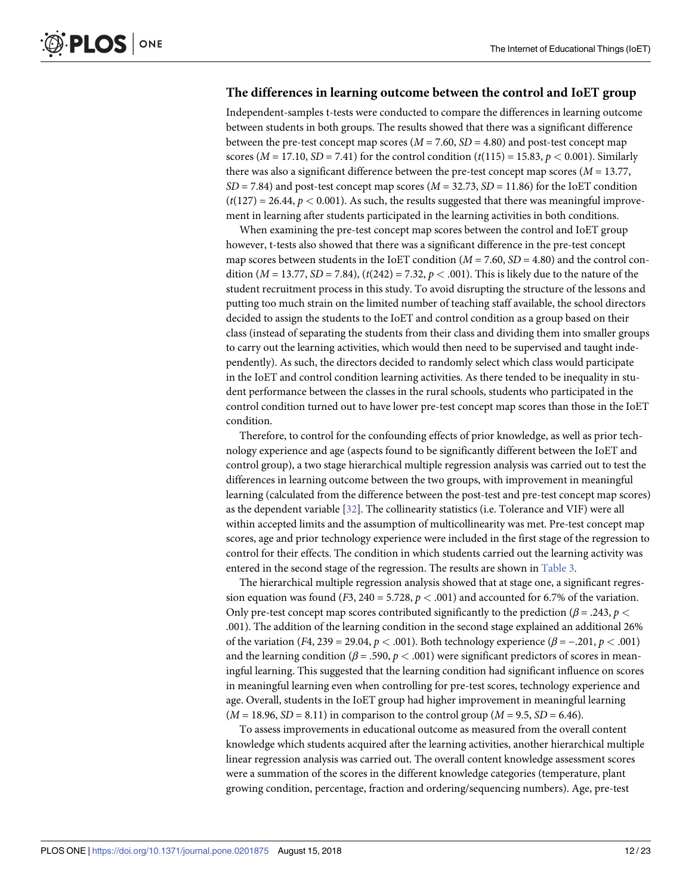## The differences in learning outcome between the control and IoET group

Independent-samples t-tests were conducted to compare the differences in learning outcome between students in both groups. The results showed that there was a significant difference between the pre-test concept map scores ($M = 7.60$, $SD = 4.80$) and post-test concept map scores ($M = 17.10$, $SD = 7.41$) for the control condition ($t(115) = 15.83$, $p < 0.001$). Similarly there was also a significant difference between the pre-test concept map scores ($M = 13.77$, $SD = 7.84$) and post-test concept map scores ($M = 32.73$, $SD = 11.86$) for the IoET condition ($t(127) = 26.44$, $p < 0.001$). As such, the results suggested that there was meaningful improvement in learning after students participated in the learning activities in both conditions.

When examining the pre-test concept map scores between the control and IoET group however, t-tests also showed that there was a significant difference in the pre-test concept map scores between students in the IoET condition ($M = 7.60$, $SD = 4.80$) and the control condition ($M = 13.77$, $SD = 7.84$), ($t(242) = 7.32$, $p < .001$). This is likely due to the nature of the student recruitment process in this study. To avoid disrupting the structure of the lessons and putting too much strain on the limited number of teaching staff available, the school directors decided to assign the students to the IoET and control condition as a group based on their class (instead of separating the students from their class and dividing them into smaller groups to carry out the learning activities, which would then need to be supervised and taught independently). As such, the directors decided to randomly select which class would participate in the IoET and control condition learning activities. As there tended to be inequality in student performance between the classes in the rural schools, students who participated in the control condition turned out to have lower pre-test concept map scores than those in the IoET condition.

Therefore, to control for the confounding effects of prior knowledge, as well as prior technology experience and age (aspects found to be significantly different between the IoET and control group), a two stage hierarchical multiple regression analysis was carried out to test the differences in learning outcome between the two groups, with improvement in meaningful learning (calculated from the difference between the post-test and pre-test concept map scores) as the dependent variable [32]. The collinearity statistics (i.e. Tolerance and VIF) were all within accepted limits and the assumption of multicollinearity was met. Pre-test concept map scores, age and prior technology experience were included in the first stage of the regression to control for their effects. The condition in which students carried out the learning activity was entered in the second stage of the regression. The results are shown in Table 3.

The hierarchical multiple regression analysis showed that at stage one, a significant regression equation was found ($F3, 240 = 5.728$, $p < .001$) and accounted for 6.7% of the variation. Only pre-test concept map scores contributed significantly to the prediction ($\beta = .243$, $p < .001$). The addition of the learning condition in the second stage explained an additional 26% of the variation ($F4, 239 = 29.04$, $p < .001$). Both technology experience ($\beta = -.201$, $p < .001$) and the learning condition ($\beta = .590$, $p < .001$) were significant predictors of scores in meaningful learning. This suggested that the learning condition had significant influence on scores in meaningful learning even when controlling for pre-test scores, technology experience and age. Overall, students in the IoET group had higher improvement in meaningful learning ($M = 18.96$, $SD = 8.11$) in comparison to the control group ($M = 9.5$, $SD = 6.46$).

To assess improvements in educational outcome as measured from the overall content knowledge which students acquired after the learning activities, another hierarchical multiple linear regression analysis was carried out. The overall content knowledge assessment scores were a summation of the scores in the different knowledge categories (temperature, plant growing condition, percentage, fraction and ordering/sequencing numbers). Age, pre-test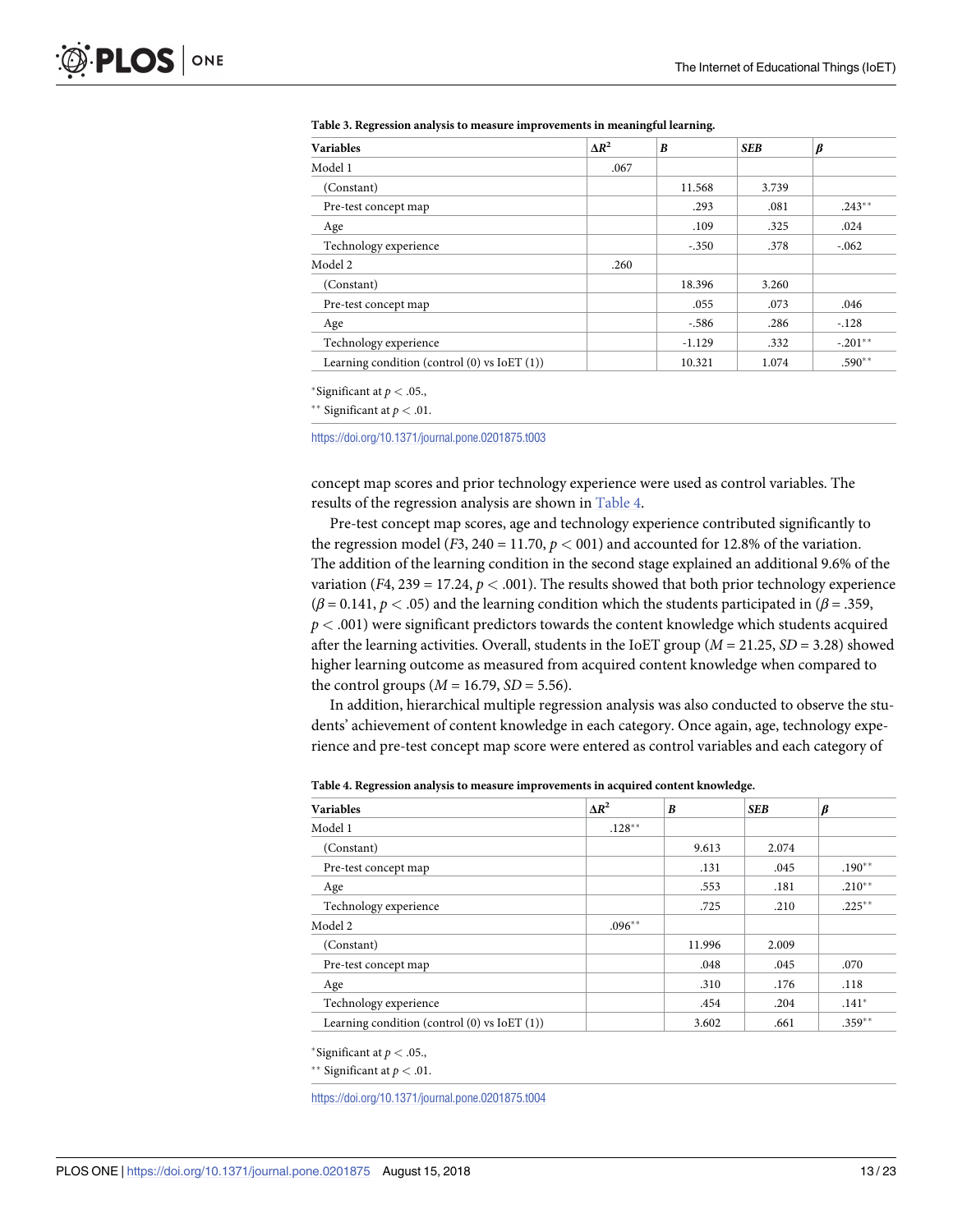**Table 3. Regression analysis to measure improvements in meaningful learning.**

| Variables | $\Delta R^2$ | *B* | *SEB* | $\beta$ |
|---|---|---|---|---|
| Model 1 | .067 | | | |
| (Constant) | | 11.568 | 3.739 | |
| Pre-test concept map | | .293 | .081 | .243** |
| Age | | .109 | .325 | .024 |
| Technology experience | | -.350 | .378 | -.062 |
| Model 2 | .260 | | | |
| (Constant) | | 18.396 | 3.260 | |
| Pre-test concept map | | .055 | .073 | .046 |
| Age | | -.586 | .286 | -.128 |
| Technology experience | | -1.129 | .332 | -.201** |
| Learning condition (control (0) vs IoET (1)) | | 10.321 | 1.074 | .590** |

*Significant at $p < .05$.,

** Significant at $p < .01$.

https://doi.org/10.1371/journal.pone.0201875.t003

concept map scores and prior technology experience were used as control variables. The results of the regression analysis are shown in Table 4.

Pre-test concept map scores, age and technology experience contributed significantly to the regression model ($F3, 240 = 11.70$, $p < 001$) and accounted for 12.8% of the variation. The addition of the learning condition in the second stage explained an additional 9.6% of the variation ($F4, 239 = 17.24$, $p < .001$). The results showed that both prior technology experience ($\beta = 0.141$, $p < .05$) and the learning condition which the students participated in ($\beta = .359$, $p < .001$) were significant predictors towards the content knowledge which students acquired after the learning activities. Overall, students in the IoET group ($M = 21.25$, $SD = 3.28$) showed higher learning outcome as measured from acquired content knowledge when compared to the control groups ($M = 16.79$, $SD = 5.56$).

In addition, hierarchical multiple regression analysis was also conducted to observe the students' achievement of content knowledge in each category. Once again, age, technology experience and pre-test concept map score were entered as control variables and each category of

**Table 4. Regression analysis to measure improvements in acquired content knowledge.**

| Variables | $\Delta R^2$ | *B* | *SEB* | $\beta$ |
|---|---|---|---|---|
| Model 1 | .128** | | | |
| (Constant) | | 9.613 | 2.074 | |
| Pre-test concept map | | .131 | .045 | .190** |
| Age | | .553 | .181 | .210** |
| Technology experience | | .725 | .210 | .225** |
| Model 2 | .096** | | | |
| (Constant) | | 11.996 | 2.009 | |
| Pre-test concept map | | .048 | .045 | .070 |
| Age | | .310 | .176 | .118 |
| Technology experience | | .454 | .204 | .141* |
| Learning condition (control (0) vs IoET (1)) | | 3.602 | .661 | .359** |

*Significant at $p < .05$.,

** Significant at $p < .01$.

https://doi.org/10.1371/journal.pone.0201875.t004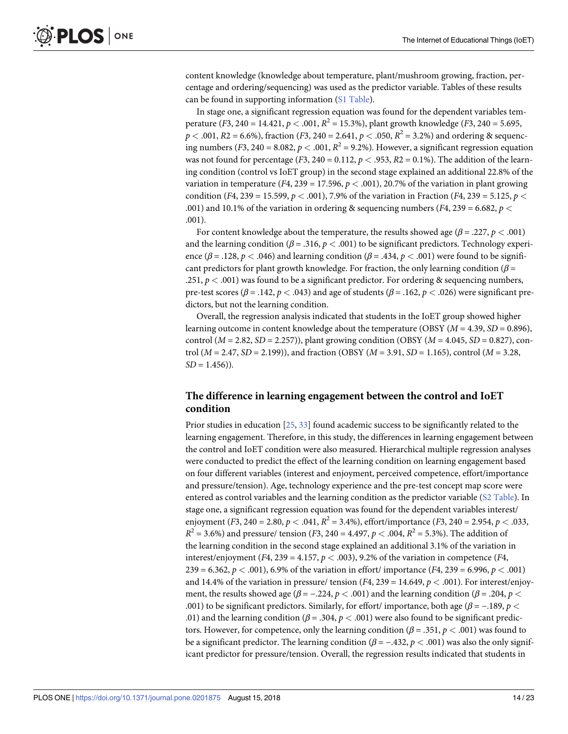content knowledge (knowledge about temperature, plant/mushroom growing, fraction, percentage and ordering/sequencing) was used as the predictor variable. Tables of these results can be found in supporting information (S1 Table).

In stage one, a significant regression equation was found for the dependent variables temperature ($F3$, 240 = 14.421, $p < .001$, $R^2$ = 15.3%), plant growth knowledge ($F3$, 240 = 5.695, $p < .001$, $R2$ = 6.6%), fraction ($F3$, 240 = 2.641, $p < .050$, $R^2$ = 3.2%) and ordering & sequencing numbers ($F3$, 240 = 8.082, $p < .001$, $R^2$ = 9.2%). However, a significant regression equation was not found for percentage ($F3$, 240 = 0.112, $p < .953$, $R2$ = 0.1%). The addition of the learning condition (control vs IoET group) in the second stage explained an additional 22.8% of the variation in temperature ($F4$, 239 = 17.596, $p < .001$), 20.7% of the variation in plant growing condition ($F4$, 239 = 15.599, $p < .001$), 7.9% of the variation in Fraction ($F4$, 239 = 5.125, $p < .001$) and 10.1% of the variation in ordering & sequencing numbers ($F4$, 239 = 6.682, $p < .001$).

For content knowledge about the temperature, the results showed age ($\beta$ = .227, $p < .001$) and the learning condition ($\beta$ = .316, $p < .001$) to be significant predictors. Technology experience ($\beta$ = .128, $p < .046$) and learning condition ($\beta$ = .434, $p < .001$) were found to be significant predictors for plant growth knowledge. For fraction, the only learning condition ($\beta$ = .251, $p < .001$) was found to be a significant predictor. For ordering & sequencing numbers, pre-test scores ($\beta$ = .142, $p < .043$) and age of students ($\beta$ = .162, $p < .026$) were significant predictors, but not the learning condition.

Overall, the regression analysis indicated that students in the IoET group showed higher learning outcome in content knowledge about the temperature (OBSY ($M$ = 4.39, $SD$ = 0.896), control ($M$ = 2.82, $SD$ = 2.257)), plant growing condition (OBSY ($M$ = 4.045, $SD$ = 0.827), control ($M$ = 2.47, $SD$ = 2.199)), and fraction (OBSY ($M$ = 3.91, $SD$ = 1.165), control ($M$ = 3.28, $SD$ = 1.456)).

## The difference in learning engagement between the control and IoET condition

Prior studies in education [25, 33] found academic success to be significantly related to the learning engagement. Therefore, in this study, the differences in learning engagement between the control and IoET condition were also measured. Hierarchical multiple regression analyses were conducted to predict the effect of the learning condition on learning engagement based on four different variables (interest and enjoyment, perceived competence, effort/importance and pressure/tension). Age, technology experience and the pre-test concept map score were entered as control variables and the learning condition as the predictor variable (S2 Table). In stage one, a significant regression equation was found for the dependent variables interest/enjoyment ($F3$, 240 = 2.80, $p < .041$, $R^2$ = 3.4%), effort/importance ($F3$, 240 = 2.954, $p < .033$, $R^2$ = 3.6%) and pressure/ tension ($F3$, 240 = 4.497, $p < .004$, $R^2$ = 5.3%). The addition of the learning condition in the second stage explained an additional 3.1% of the variation in interest/enjoyment ($F4$, 239 = 4.157, $p < .003$), 9.2% of the variation in competence ($F4$, 239 = 6.362, $p < .001$), 6.9% of the variation in effort/ importance ($F4$, 239 = 6.996, $p < .001$) and 14.4% of the variation in pressure/ tension ($F4$, 239 = 14.649, $p < .001$). For interest/enjoyment, the results showed age ($\beta$ = −.224, $p < .001$) and the learning condition ($\beta$ = .204, $p < .001$) to be significant predictors. Similarly, for effort/ importance, both age ($\beta$ = −.189, $p < .01$) and the learning condition ($\beta$ = .304, $p < .001$) were also found to be significant predictors. However, for competence, only the learning condition ($\beta$ = .351, $p < .001$) was found to be a significant predictor. The learning condition ($\beta$ = −.432, $p < .001$) was also the only significant predictor for pressure/tension. Overall, the regression results indicated that students in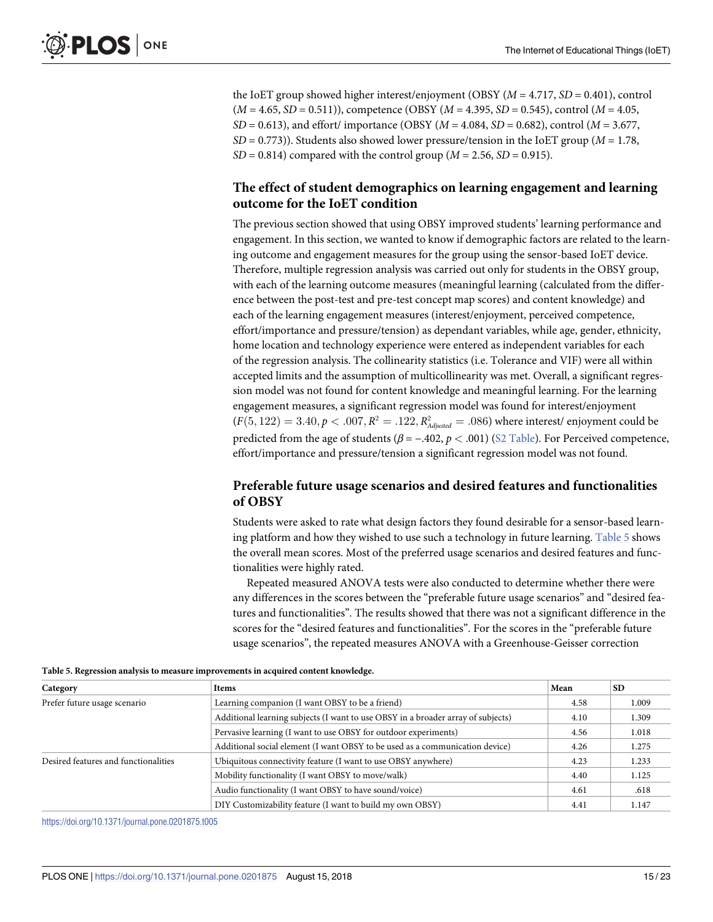the IoET group showed higher interest/enjoyment (OBSY ($M$ = 4.717, $SD$ = 0.401), control ($M$ = 4.65, $SD$ = 0.511)), competence (OBSY ($M$ = 4.395, $SD$ = 0.545), control ($M$ = 4.05, $SD$ = 0.613), and effort/ importance (OBSY ($M$ = 4.084, $SD$ = 0.682), control ($M$ = 3.677, $SD$ = 0.773)). Students also showed lower pressure/tension in the IoET group ($M$ = 1.78, $SD$ = 0.814) compared with the control group ($M$ = 2.56, $SD$ = 0.915).

## The effect of student demographics on learning engagement and learning outcome for the IoET condition

The previous section showed that using OBSY improved students' learning performance and engagement. In this section, we wanted to know if demographic factors are related to the learning outcome and engagement measures for the group using the sensor-based IoET device. Therefore, multiple regression analysis was carried out only for students in the OBSY group, with each of the learning outcome measures (meaningful learning (calculated from the difference between the post-test and pre-test concept map scores) and content knowledge) and each of the learning engagement measures (interest/enjoyment, perceived competence, effort/importance and pressure/tension) as dependant variables, while age, gender, ethnicity, home location and technology experience were entered as independent variables for each of the regression analysis. The collinearity statistics (i.e. Tolerance and VIF) were all within accepted limits and the assumption of multicollinearity was met. Overall, a significant regression model was not found for content knowledge and meaningful learning. For the learning engagement measures, a significant regression model was found for interest/enjoyment ($F(5, 122) = 3.40, p < .007, R^2 = .122, R^2_{Adjusted} = .086$) where interest/ enjoyment could be predicted from the age of students ($\beta = -.402, p < .001$) (S2 Table). For Perceived competence, effort/importance and pressure/tension a significant regression model was not found.

## Preferable future usage scenarios and desired features and functionalities of OBSY

Students were asked to rate what design factors they found desirable for a sensor-based learning platform and how they wished to use such a technology in future learning. Table 5 shows the overall mean scores. Most of the preferred usage scenarios and desired features and functionalities were highly rated.

Repeated measured ANOVA tests were also conducted to determine whether there were any differences in the scores between the "preferable future usage scenarios" and "desired features and functionalities". The results showed that there was not a significant difference in the scores for the "desired features and functionalities". For the scores in the "preferable future usage scenarios", the repeated measures ANOVA with a Greenhouse-Geisser correction

**Table 5. Regression analysis to measure improvements in acquired content knowledge.**

| Category | Items | Mean | SD |
|---|---|---|---|
| Prefer future usage scenario | Learning companion (I want OBSY to be a friend) | 4.58 | 1.009 |
| | Additional learning subjects (I want to use OBSY in a broader array of subjects) | 4.10 | 1.309 |
| | Pervasive learning (I want to use OBSY for outdoor experiments) | 4.56 | 1.018 |
| | Additional social element (I want OBSY to be used as a communication device) | 4.26 | 1.275 |
| Desired features and functionalities | Ubiquitous connectivity feature (I want to use OBSY anywhere) | 4.23 | 1.233 |
| | Mobility functionality (I want OBSY to move/walk) | 4.40 | 1.125 |
| | Audio functionality (I want OBSY to have sound/voice) | 4.61 | .618 |
| | DIY Customizability feature (I want to build my own OBSY) | 4.41 | 1.147 |

https://doi.org/10.1371/journal.pone.0201875.t005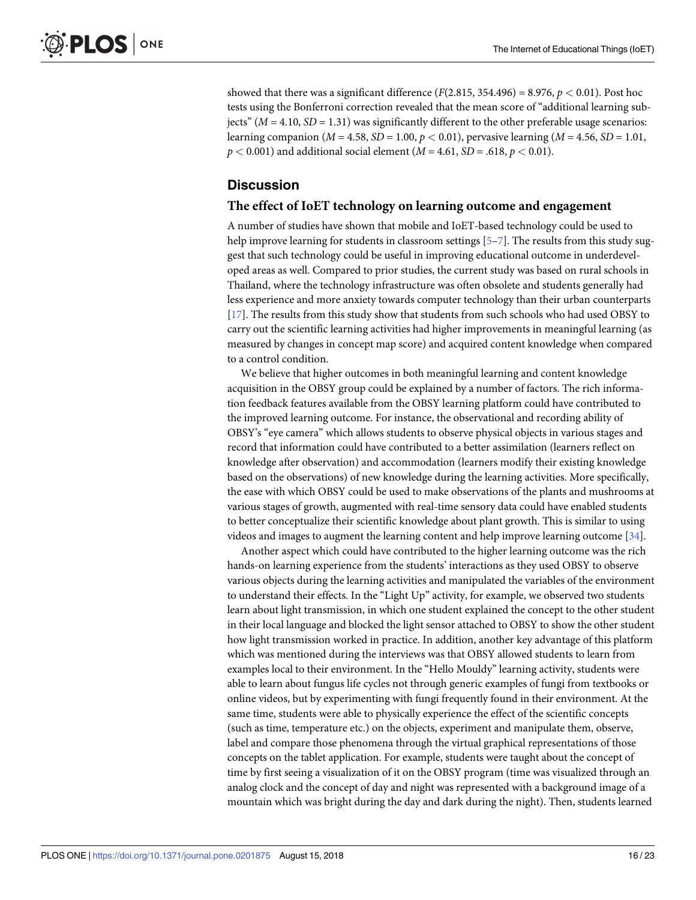showed that there was a significant difference ($F(2.815, 354.496) = 8.976$, $p < 0.01$). Post hoc tests using the Bonferroni correction revealed that the mean score of "additional learning subjects" ($M = 4.10$, $SD = 1.31$) was significantly different to the other preferable usage scenarios: learning companion ($M = 4.58$, $SD = 1.00$, $p < 0.01$), pervasive learning ($M = 4.56$, $SD = 1.01$, $p < 0.001$) and additional social element ($M = 4.61$, $SD = .618$, $p < 0.01$).

## Discussion

### The effect of IoET technology on learning outcome and engagement

A number of studies have shown that mobile and IoET-based technology could be used to help improve learning for students in classroom settings [5–7]. The results from this study suggest that such technology could be useful in improving educational outcome in underdeveloped areas as well. Compared to prior studies, the current study was based on rural schools in Thailand, where the technology infrastructure was often obsolete and students generally had less experience and more anxiety towards computer technology than their urban counterparts [17]. The results from this study show that students from such schools who had used OBSY to carry out the scientific learning activities had higher improvements in meaningful learning (as measured by changes in concept map score) and acquired content knowledge when compared to a control condition.

We believe that higher outcomes in both meaningful learning and content knowledge acquisition in the OBSY group could be explained by a number of factors. The rich information feedback features available from the OBSY learning platform could have contributed to the improved learning outcome. For instance, the observational and recording ability of OBSY's "eye camera" which allows students to observe physical objects in various stages and record that information could have contributed to a better assimilation (learners reflect on knowledge after observation) and accommodation (learners modify their existing knowledge based on the observations) of new knowledge during the learning activities. More specifically, the ease with which OBSY could be used to make observations of the plants and mushrooms at various stages of growth, augmented with real-time sensory data could have enabled students to better conceptualize their scientific knowledge about plant growth. This is similar to using videos and images to augment the learning content and help improve learning outcome [34].

Another aspect which could have contributed to the higher learning outcome was the rich hands-on learning experience from the students' interactions as they used OBSY to observe various objects during the learning activities and manipulated the variables of the environment to understand their effects. In the "Light Up" activity, for example, we observed two students learn about light transmission, in which one student explained the concept to the other student in their local language and blocked the light sensor attached to OBSY to show the other student how light transmission worked in practice. In addition, another key advantage of this platform which was mentioned during the interviews was that OBSY allowed students to learn from examples local to their environment. In the "Hello Mouldy" learning activity, students were able to learn about fungus life cycles not through generic examples of fungi from textbooks or online videos, but by experimenting with fungi frequently found in their environment. At the same time, students were able to physically experience the effect of the scientific concepts (such as time, temperature etc.) on the objects, experiment and manipulate them, observe, label and compare those phenomena through the virtual graphical representations of those concepts on the tablet application. For example, students were taught about the concept of time by first seeing a visualization of it on the OBSY program (time was visualized through an analog clock and the concept of day and night was represented with a background image of a mountain which was bright during the day and dark during the night). Then, students learned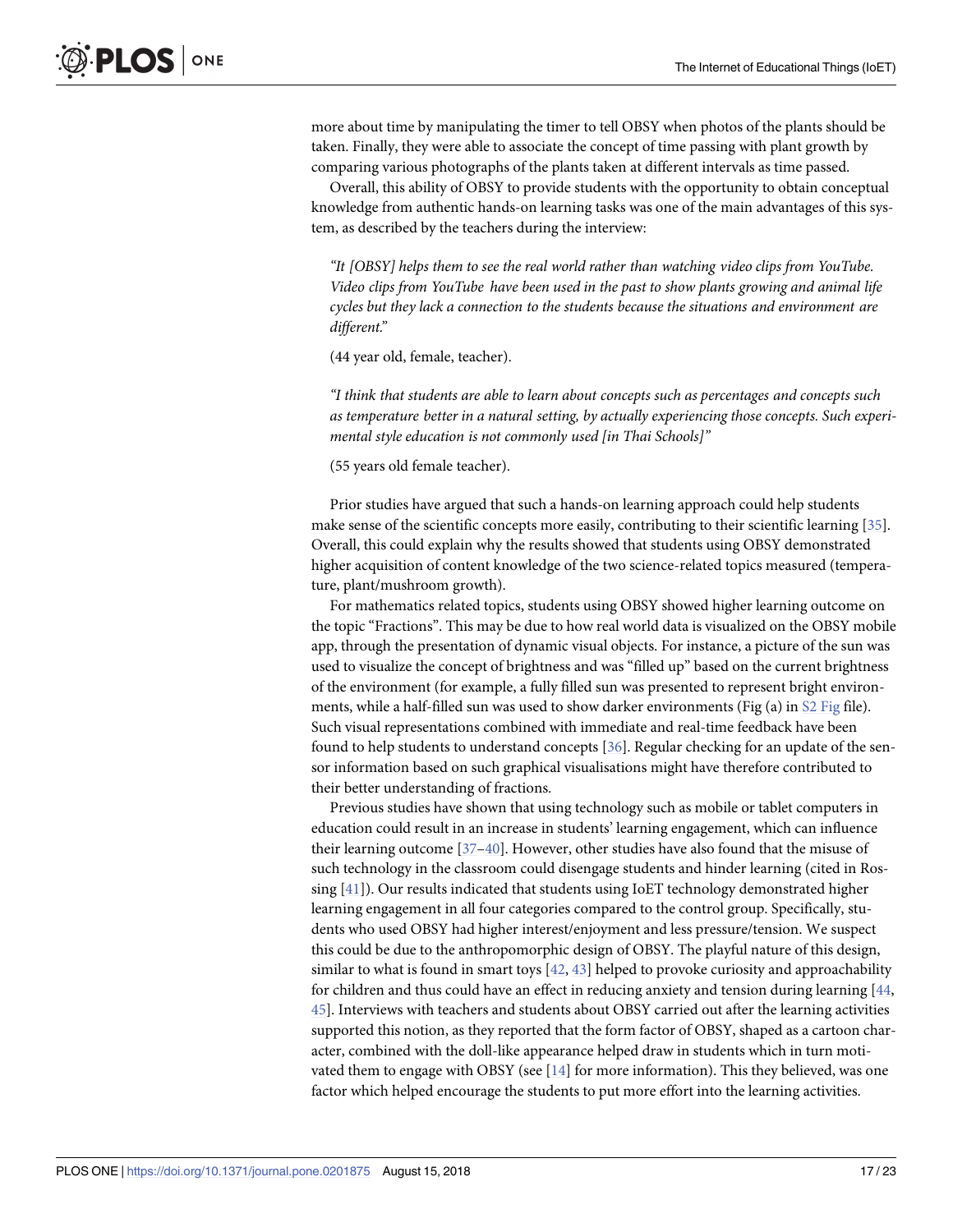more about time by manipulating the timer to tell OBSY when photos of the plants should be taken. Finally, they were able to associate the concept of time passing with plant growth by comparing various photographs of the plants taken at different intervals as time passed.

Overall, this ability of OBSY to provide students with the opportunity to obtain conceptual knowledge from authentic hands-on learning tasks was one of the main advantages of this system, as described by the teachers during the interview:

> *"It [OBSY] helps them to see the real world rather than watching video clips from YouTube. Video clips from YouTube have been used in the past to show plants growing and animal life cycles but they lack a connection to the students because the situations and environment are different."*
>
> (44 year old, female, teacher).

> *"I think that students are able to learn about concepts such as percentages and concepts such as temperature better in a natural setting, by actually experiencing those concepts. Such experimental style education is not commonly used [in Thai Schools]"*
>
> (55 years old female teacher).

Prior studies have argued that such a hands-on learning approach could help students make sense of the scientific concepts more easily, contributing to their scientific learning [35]. Overall, this could explain why the results showed that students using OBSY demonstrated higher acquisition of content knowledge of the two science-related topics measured (temperature, plant/mushroom growth).

For mathematics related topics, students using OBSY showed higher learning outcome on the topic "Fractions". This may be due to how real world data is visualized on the OBSY mobile app, through the presentation of dynamic visual objects. For instance, a picture of the sun was used to visualize the concept of brightness and was "filled up" based on the current brightness of the environment (for example, a fully filled sun was presented to represent bright environments, while a half-filled sun was used to show darker environments (Fig (a) in S2 Fig file). Such visual representations combined with immediate and real-time feedback have been found to help students to understand concepts [36]. Regular checking for an update of the sensor information based on such graphical visualisations might have therefore contributed to their better understanding of fractions.

Previous studies have shown that using technology such as mobile or tablet computers in education could result in an increase in students' learning engagement, which can influence their learning outcome [37–40]. However, other studies have also found that the misuse of such technology in the classroom could disengage students and hinder learning (cited in Rossing [41]). Our results indicated that students using IoET technology demonstrated higher learning engagement in all four categories compared to the control group. Specifically, students who used OBSY had higher interest/enjoyment and less pressure/tension. We suspect this could be due to the anthropomorphic design of OBSY. The playful nature of this design, similar to what is found in smart toys [42, 43] helped to provoke curiosity and approachability for children and thus could have an effect in reducing anxiety and tension during learning [44, 45]. Interviews with teachers and students about OBSY carried out after the learning activities supported this notion, as they reported that the form factor of OBSY, shaped as a cartoon character, combined with the doll-like appearance helped draw in students which in turn motivated them to engage with OBSY (see [14] for more information). This they believed, was one factor which helped encourage the students to put more effort into the learning activities.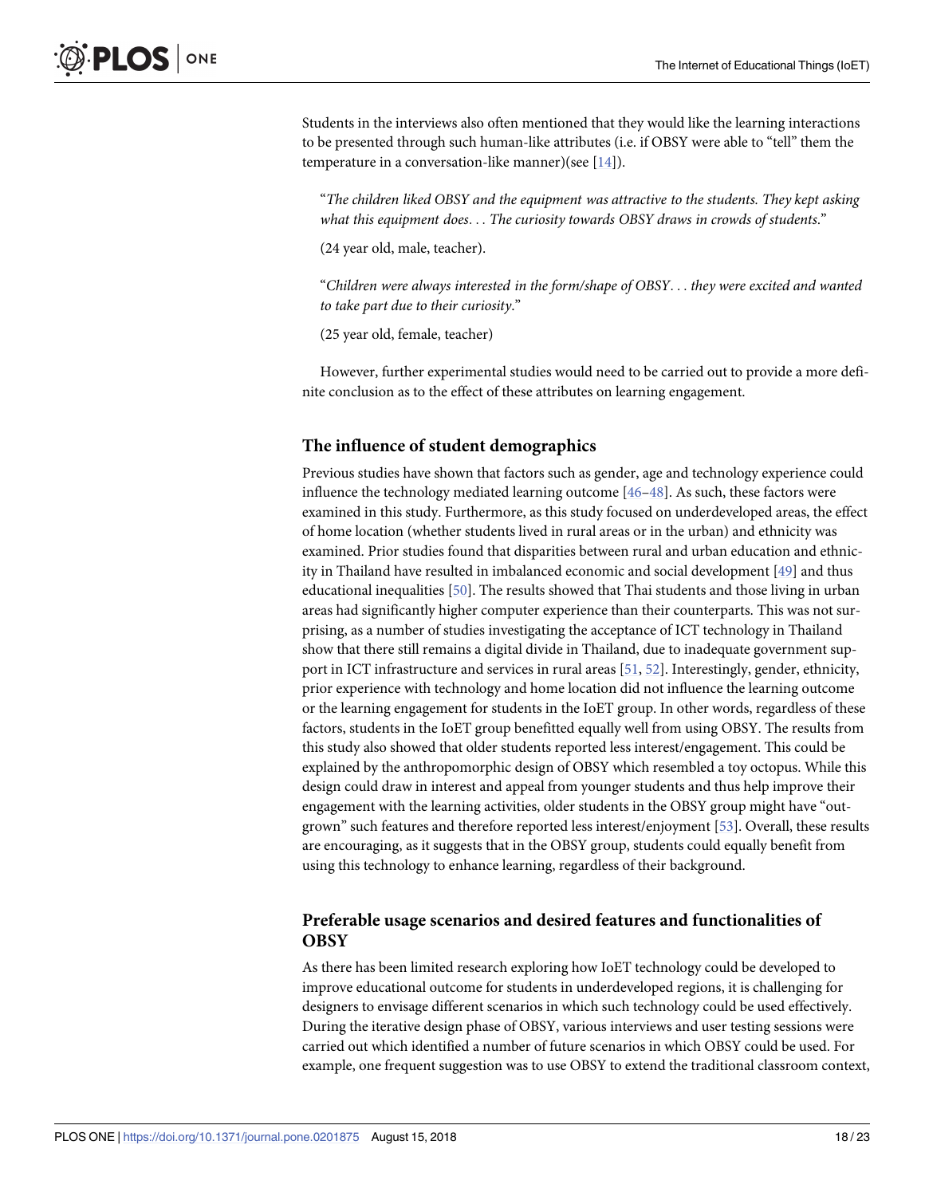Students in the interviews also often mentioned that they would like the learning interactions to be presented through such human-like attributes (i.e. if OBSY were able to "tell" them the temperature in a conversation-like manner)(see [14]).

> "*The children liked OBSY and the equipment was attractive to the students. They kept asking what this equipment does. . . The curiosity towards OBSY draws in crowds of students.*"
>
> (24 year old, male, teacher).
>
> "*Children were always interested in the form/shape of OBSY. . . they were excited and wanted to take part due to their curiosity.*"
>
> (25 year old, female, teacher)

However, further experimental studies would need to be carried out to provide a more definite conclusion as to the effect of these attributes on learning engagement.

### The influence of student demographics

Previous studies have shown that factors such as gender, age and technology experience could influence the technology mediated learning outcome [46–48]. As such, these factors were examined in this study. Furthermore, as this study focused on underdeveloped areas, the effect of home location (whether students lived in rural areas or in the urban) and ethnicity was examined. Prior studies found that disparities between rural and urban education and ethnicity in Thailand have resulted in imbalanced economic and social development [49] and thus educational inequalities [50]. The results showed that Thai students and those living in urban areas had significantly higher computer experience than their counterparts. This was not surprising, as a number of studies investigating the acceptance of ICT technology in Thailand show that there still remains a digital divide in Thailand, due to inadequate government support in ICT infrastructure and services in rural areas [51, 52]. Interestingly, gender, ethnicity, prior experience with technology and home location did not influence the learning outcome or the learning engagement for students in the IoET group. In other words, regardless of these factors, students in the IoET group benefitted equally well from using OBSY. The results from this study also showed that older students reported less interest/engagement. This could be explained by the anthropomorphic design of OBSY which resembled a toy octopus. While this design could draw in interest and appeal from younger students and thus help improve their engagement with the learning activities, older students in the OBSY group might have "outgrown" such features and therefore reported less interest/enjoyment [53]. Overall, these results are encouraging, as it suggests that in the OBSY group, students could equally benefit from using this technology to enhance learning, regardless of their background.

### Preferable usage scenarios and desired features and functionalities of OBSY

As there has been limited research exploring how IoET technology could be developed to improve educational outcome for students in underdeveloped regions, it is challenging for designers to envisage different scenarios in which such technology could be used effectively. During the iterative design phase of OBSY, various interviews and user testing sessions were carried out which identified a number of future scenarios in which OBSY could be used. For example, one frequent suggestion was to use OBSY to extend the traditional classroom context,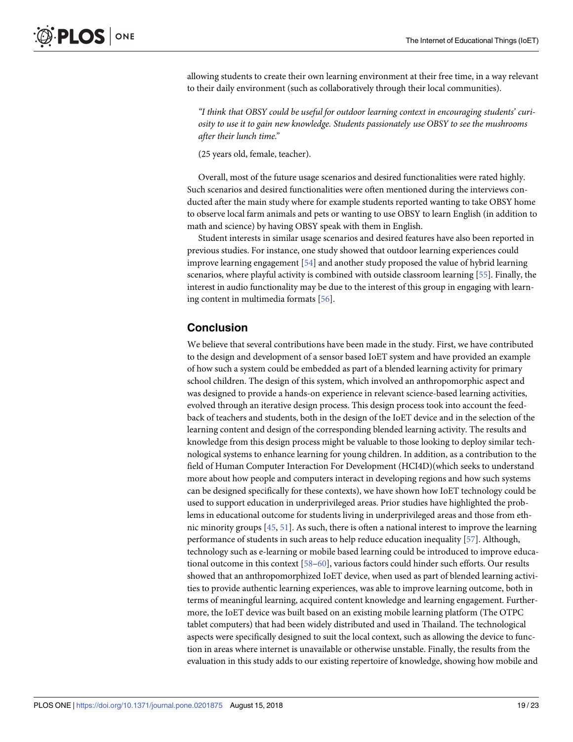allowing students to create their own learning environment at their free time, in a way relevant to their daily environment (such as collaboratively through their local communities).

> *"I think that OBSY could be useful for outdoor learning context in encouraging students' curiosity to use it to gain new knowledge. Students passionately use OBSY to see the mushrooms after their lunch time."*
>
> (25 years old, female, teacher).

Overall, most of the future usage scenarios and desired functionalities were rated highly. Such scenarios and desired functionalities were often mentioned during the interviews conducted after the main study where for example students reported wanting to take OBSY home to observe local farm animals and pets or wanting to use OBSY to learn English (in addition to math and science) by having OBSY speak with them in English.

Student interests in similar usage scenarios and desired features have also been reported in previous studies. For instance, one study showed that outdoor learning experiences could improve learning engagement [54] and another study proposed the value of hybrid learning scenarios, where playful activity is combined with outside classroom learning [55]. Finally, the interest in audio functionality may be due to the interest of this group in engaging with learning content in multimedia formats [56].

## Conclusion

We believe that several contributions have been made in the study. First, we have contributed to the design and development of a sensor based IoET system and have provided an example of how such a system could be embedded as part of a blended learning activity for primary school children. The design of this system, which involved an anthropomorphic aspect and was designed to provide a hands-on experience in relevant science-based learning activities, evolved through an iterative design process. This design process took into account the feedback of teachers and students, both in the design of the IoET device and in the selection of the learning content and design of the corresponding blended learning activity. The results and knowledge from this design process might be valuable to those looking to deploy similar technological systems to enhance learning for young children. In addition, as a contribution to the field of Human Computer Interaction For Development (HCI4D)(which seeks to understand more about how people and computers interact in developing regions and how such systems can be designed specifically for these contexts), we have shown how IoET technology could be used to support education in underprivileged areas. Prior studies have highlighted the problems in educational outcome for students living in underprivileged areas and those from ethnic minority groups [45, 51]. As such, there is often a national interest to improve the learning performance of students in such areas to help reduce education inequality [57]. Although, technology such as e-learning or mobile based learning could be introduced to improve educational outcome in this context [58–60], various factors could hinder such efforts. Our results showed that an anthropomorphized IoET device, when used as part of blended learning activities to provide authentic learning experiences, was able to improve learning outcome, both in terms of meaningful learning, acquired content knowledge and learning engagement. Furthermore, the IoET device was built based on an existing mobile learning platform (The OTPC tablet computers) that had been widely distributed and used in Thailand. The technological aspects were specifically designed to suit the local context, such as allowing the device to function in areas where internet is unavailable or otherwise unstable. Finally, the results from the evaluation in this study adds to our existing repertoire of knowledge, showing how mobile and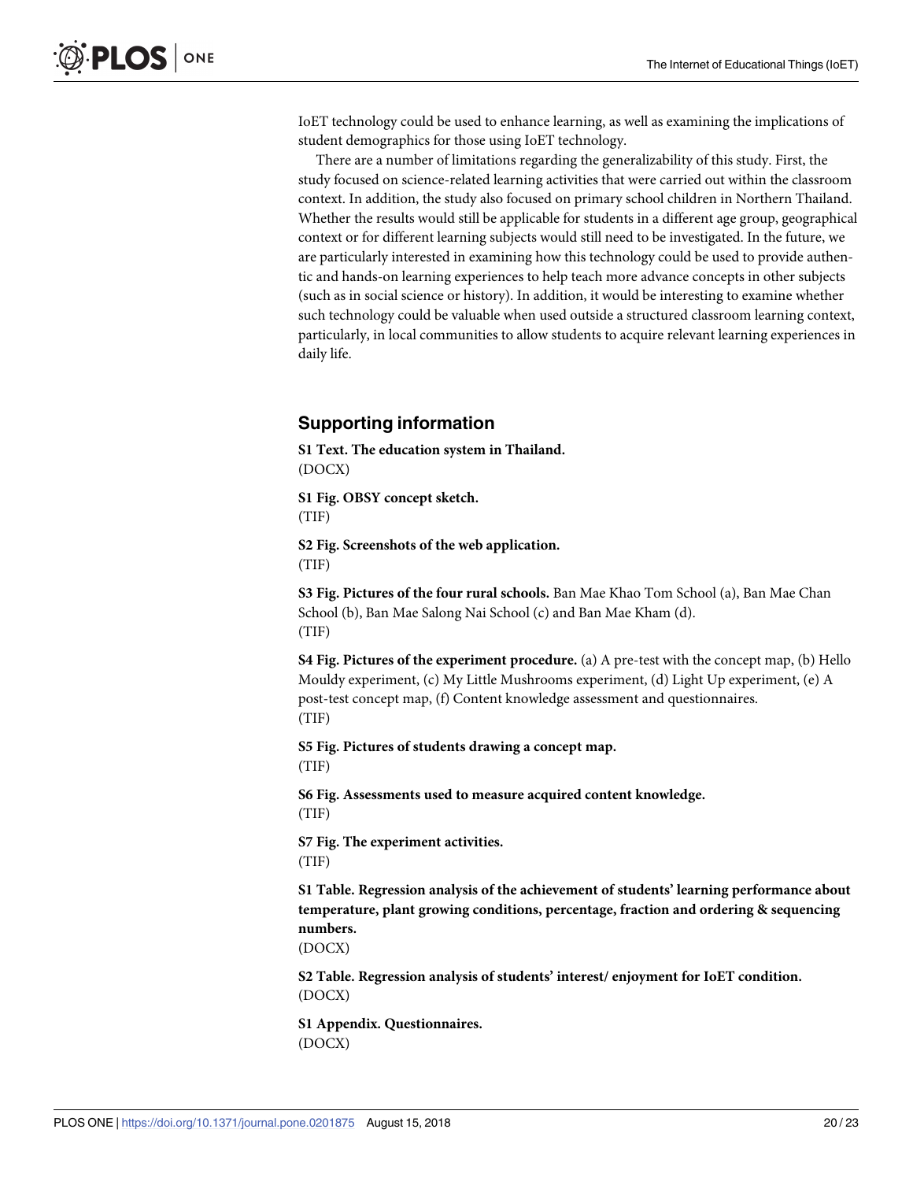IoET technology could be used to enhance learning, as well as examining the implications of student demographics for those using IoET technology.

There are a number of limitations regarding the generalizability of this study. First, the study focused on science-related learning activities that were carried out within the classroom context. In addition, the study also focused on primary school children in Northern Thailand. Whether the results would still be applicable for students in a different age group, geographical context or for different learning subjects would still need to be investigated. In the future, we are particularly interested in examining how this technology could be used to provide authentic and hands-on learning experiences to help teach more advance concepts in other subjects (such as in social science or history). In addition, it would be interesting to examine whether such technology could be valuable when used outside a structured classroom learning context, particularly, in local communities to allow students to acquire relevant learning experiences in daily life.

## Supporting information

**S1 Text. The education system in Thailand.**
(DOCX)

**S1 Fig. OBSY concept sketch.**
(TIF)

**S2 Fig. Screenshots of the web application.**
(TIF)

**S3 Fig. Pictures of the four rural schools.** Ban Mae Khao Tom School (a), Ban Mae Chan School (b), Ban Mae Salong Nai School (c) and Ban Mae Kham (d).
(TIF)

**S4 Fig. Pictures of the experiment procedure.** (a) A pre-test with the concept map, (b) Hello Mouldy experiment, (c) My Little Mushrooms experiment, (d) Light Up experiment, (e) A post-test concept map, (f) Content knowledge assessment and questionnaires.
(TIF)

**S5 Fig. Pictures of students drawing a concept map.**
(TIF)

**S6 Fig. Assessments used to measure acquired content knowledge.**
(TIF)

**S7 Fig. The experiment activities.**
(TIF)

**S1 Table. Regression analysis of the achievement of students' learning performance about temperature, plant growing conditions, percentage, fraction and ordering & sequencing numbers.**
(DOCX)

**S2 Table. Regression analysis of students' interest/ enjoyment for IoET condition.**
(DOCX)

**S1 Appendix. Questionnaires.**
(DOCX)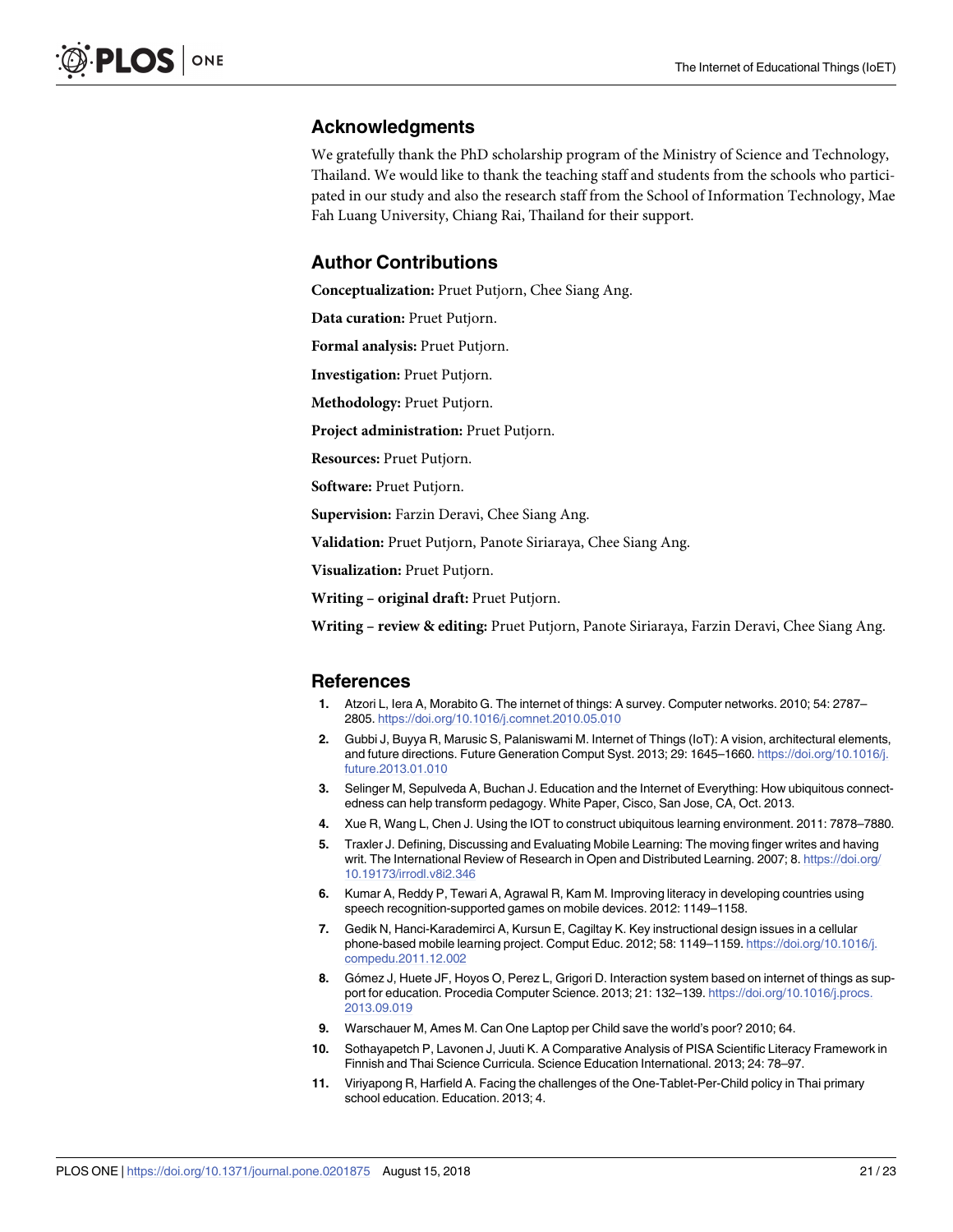## Acknowledgments

We gratefully thank the PhD scholarship program of the Ministry of Science and Technology, Thailand. We would like to thank the teaching staff and students from the schools who participated in our study and also the research staff from the School of Information Technology, Mae Fah Luang University, Chiang Rai, Thailand for their support.

## Author Contributions

**Conceptualization:** Pruet Putjorn, Chee Siang Ang.

**Data curation:** Pruet Putjorn.

**Formal analysis:** Pruet Putjorn.

**Investigation:** Pruet Putjorn.

**Methodology:** Pruet Putjorn.

**Project administration:** Pruet Putjorn.

**Resources:** Pruet Putjorn.

**Software:** Pruet Putjorn.

**Supervision:** Farzin Deravi, Chee Siang Ang.

**Validation:** Pruet Putjorn, Panote Siriaraya, Chee Siang Ang.

**Visualization:** Pruet Putjorn.

**Writing – original draft:** Pruet Putjorn.

**Writing – review & editing:** Pruet Putjorn, Panote Siriaraya, Farzin Deravi, Chee Siang Ang.

## References

1. Atzori L, Iera A, Morabito G. The internet of things: A survey. Computer networks. 2010; 54: 2787–2805. https://doi.org/10.1016/j.comnet.2010.05.010
2. Gubbi J, Buyya R, Marusic S, Palaniswami M. Internet of Things (IoT): A vision, architectural elements, and future directions. Future Generation Comput Syst. 2013; 29: 1645–1660. https://doi.org/10.1016/j.future.2013.01.010
3. Selinger M, Sepulveda A, Buchan J. Education and the Internet of Everything: How ubiquitous connectedness can help transform pedagogy. White Paper, Cisco, San Jose, CA, Oct. 2013.
4. Xue R, Wang L, Chen J. Using the IOT to construct ubiquitous learning environment. 2011: 7878–7880.
5. Traxler J. Defining, Discussing and Evaluating Mobile Learning: The moving finger writes and having writ. The International Review of Research in Open and Distributed Learning. 2007; 8. https://doi.org/10.19173/irrodl.v8i2.346
6. Kumar A, Reddy P, Tewari A, Agrawal R, Kam M. Improving literacy in developing countries using speech recognition-supported games on mobile devices. 2012: 1149–1158.
7. Gedik N, Hanci-Karademirci A, Kursun E, Cagiltay K. Key instructional design issues in a cellular phone-based mobile learning project. Comput Educ. 2012; 58: 1149–1159. https://doi.org/10.1016/j.compedu.2011.12.002
8. Gómez J, Huete JF, Hoyos O, Perez L, Grigori D. Interaction system based on internet of things as support for education. Procedia Computer Science. 2013; 21: 132–139. https://doi.org/10.1016/j.procs.2013.09.019
9. Warschauer M, Ames M. Can One Laptop per Child save the world's poor? 2010; 64.
10. Sothayapetch P, Lavonen J, Juuti K. A Comparative Analysis of PISA Scientific Literacy Framework in Finnish and Thai Science Curricula. Science Education International. 2013; 24: 78–97.
11. Viriyapong R, Harfield A. Facing the challenges of the One-Tablet-Per-Child policy in Thai primary school education. Education. 2013; 4.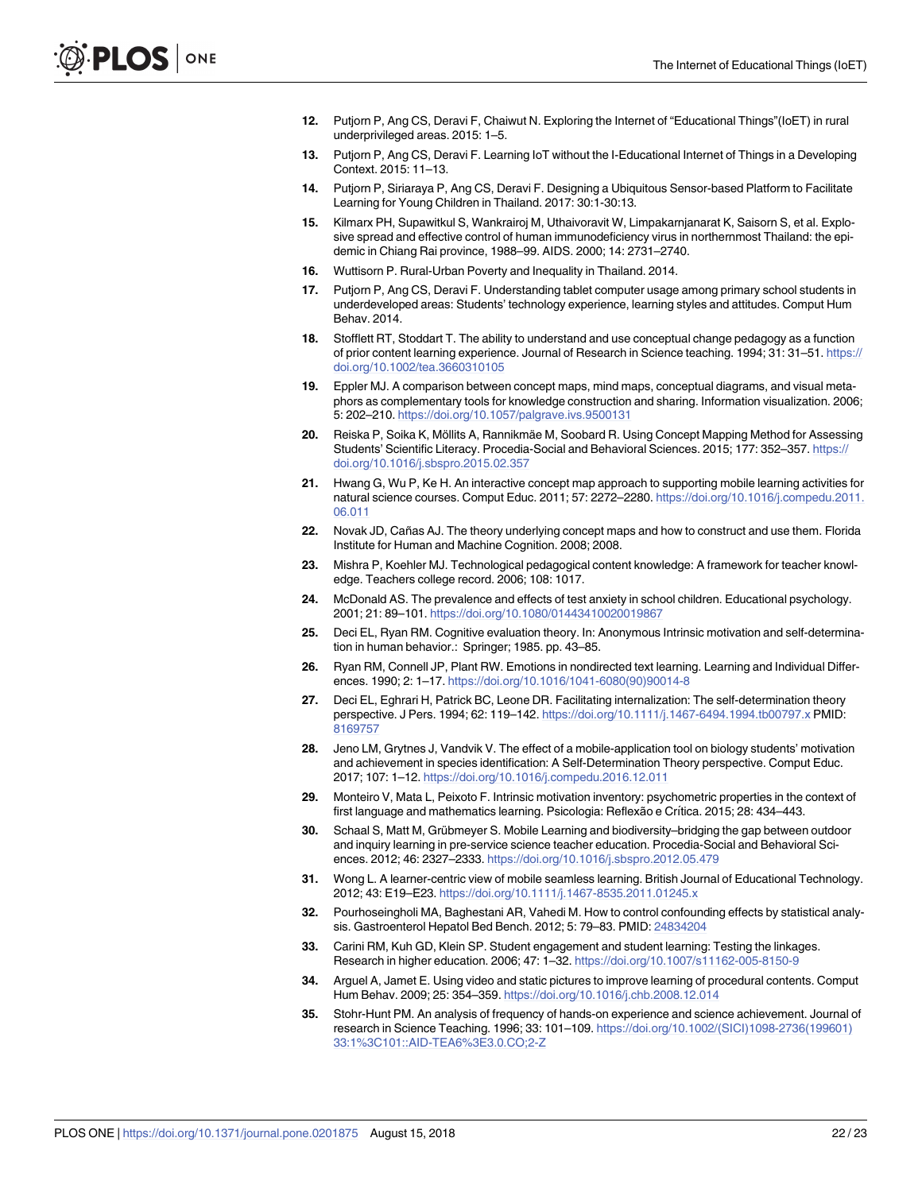12. Putjorn P, Ang CS, Deravi F, Chaiwut N. Exploring the Internet of "Educational Things"(IoET) in rural underprivileged areas. 2015: 1–5.
13. Putjorn P, Ang CS, Deravi F. Learning IoT without the I-Educational Internet of Things in a Developing Context. 2015: 11–13.
14. Putjorn P, Siriaraya P, Ang CS, Deravi F. Designing a Ubiquitous Sensor-based Platform to Facilitate Learning for Young Children in Thailand. 2017: 30:1-30:13.
15. Kilmarx PH, Supawitkul S, Wankrairoj M, Uthaivoravit W, Limpakarnjanarat K, Saisorn S, et al. Explosive spread and effective control of human immunodeficiency virus in northernmost Thailand: the epidemic in Chiang Rai province, 1988–99. AIDS. 2000; 14: 2731–2740.
16. Wuttisorn P. Rural-Urban Poverty and Inequality in Thailand. 2014.
17. Putjorn P, Ang CS, Deravi F. Understanding tablet computer usage among primary school students in underdeveloped areas: Students' technology experience, learning styles and attitudes. Comput Hum Behav. 2014.
18. Stofflett RT, Stoddart T. The ability to understand and use conceptual change pedagogy as a function of prior content learning experience. Journal of Research in Science teaching. 1994; 31: 31–51. https://doi.org/10.1002/tea.3660310105
19. Eppler MJ. A comparison between concept maps, mind maps, conceptual diagrams, and visual metaphors as complementary tools for knowledge construction and sharing. Information visualization. 2006; 5: 202–210. https://doi.org/10.1057/palgrave.ivs.9500131
20. Reiska P, Soika K, Möllits A, Rannikmäe M, Soobard R. Using Concept Mapping Method for Assessing Students' Scientific Literacy. Procedia-Social and Behavioral Sciences. 2015; 177: 352–357. https://doi.org/10.1016/j.sbspro.2015.02.357
21. Hwang G, Wu P, Ke H. An interactive concept map approach to supporting mobile learning activities for natural science courses. Comput Educ. 2011; 57: 2272–2280. https://doi.org/10.1016/j.compedu.2011.06.011
22. Novak JD, Cañas AJ. The theory underlying concept maps and how to construct and use them. Florida Institute for Human and Machine Cognition. 2008; 2008.
23. Mishra P, Koehler MJ. Technological pedagogical content knowledge: A framework for teacher knowledge. Teachers college record. 2006; 108: 1017.
24. McDonald AS. The prevalence and effects of test anxiety in school children. Educational psychology. 2001; 21: 89–101. https://doi.org/10.1080/01443410020019867
25. Deci EL, Ryan RM. Cognitive evaluation theory. In: Anonymous Intrinsic motivation and self-determination in human behavior.: Springer; 1985. pp. 43–85.
26. Ryan RM, Connell JP, Plant RW. Emotions in nondirected text learning. Learning and Individual Differences. 1990; 2: 1–17. https://doi.org/10.1016/1041-6080(90)90014-8
27. Deci EL, Eghrari H, Patrick BC, Leone DR. Facilitating internalization: The self-determination theory perspective. J Pers. 1994; 62: 119–142. https://doi.org/10.1111/j.1467-6494.1994.tb00797.x PMID: 8169757
28. Jeno LM, Grytnes J, Vandvik V. The effect of a mobile-application tool on biology students' motivation and achievement in species identification: A Self-Determination Theory perspective. Comput Educ. 2017; 107: 1–12. https://doi.org/10.1016/j.compedu.2016.12.011
29. Monteiro V, Mata L, Peixoto F. Intrinsic motivation inventory: psychometric properties in the context of first language and mathematics learning. Psicologia: Reflexão e Crítica. 2015; 28: 434–443.
30. Schaal S, Matt M, Grübmeyer S. Mobile Learning and biodiversity–bridging the gap between outdoor and inquiry learning in pre-service science teacher education. Procedia-Social and Behavioral Sciences. 2012; 46: 2327–2333. https://doi.org/10.1016/j.sbspro.2012.05.479
31. Wong L. A learner-centric view of mobile seamless learning. British Journal of Educational Technology. 2012; 43: E19–E23. https://doi.org/10.1111/j.1467-8535.2011.01245.x
32. Pourhoseingholi MA, Baghestani AR, Vahedi M. How to control confounding effects by statistical analysis. Gastroenterol Hepatol Bed Bench. 2012; 5: 79–83. PMID: 24834204
33. Carini RM, Kuh GD, Klein SP. Student engagement and student learning: Testing the linkages. Research in higher education. 2006; 47: 1–32. https://doi.org/10.1007/s11162-005-8150-9
34. Arguel A, Jamet E. Using video and static pictures to improve learning of procedural contents. Comput Hum Behav. 2009; 25: 354–359. https://doi.org/10.1016/j.chb.2008.12.014
35. Stohr-Hunt PM. An analysis of frequency of hands-on experience and science achievement. Journal of research in Science Teaching. 1996; 33: 101–109. https://doi.org/10.1002/(SICI)1098-2736(199601)33:1%3C101::AID-TEA6%3E3.0.CO;2-Z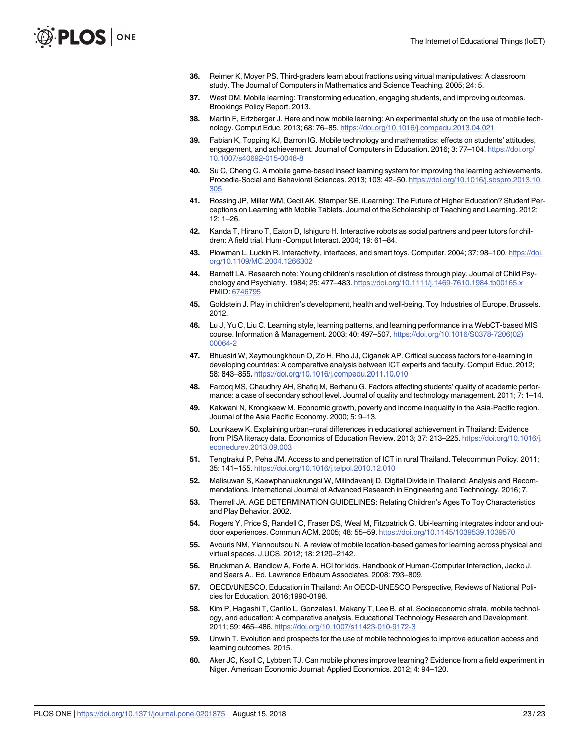36. Reimer K, Moyer PS. Third-graders learn about fractions using virtual manipulatives: A classroom study. The Journal of Computers in Mathematics and Science Teaching. 2005; 24: 5.
37. West DM. Mobile learning: Transforming education, engaging students, and improving outcomes. Brookings Policy Report. 2013.
38. Martin F, Ertzberger J. Here and now mobile learning: An experimental study on the use of mobile technology. Comput Educ. 2013; 68: 76–85. https://doi.org/10.1016/j.compedu.2013.04.021
39. Fabian K, Topping KJ, Barron IG. Mobile technology and mathematics: effects on students' attitudes, engagement, and achievement. Journal of Computers in Education. 2016; 3: 77–104. https://doi.org/10.1007/s40692-015-0048-8
40. Su C, Cheng C. A mobile game-based insect learning system for improving the learning achievements. Procedia-Social and Behavioral Sciences. 2013; 103: 42–50. https://doi.org/10.1016/j.sbspro.2013.10.305
41. Rossing JP, Miller WM, Cecil AK, Stamper SE. iLearning: The Future of Higher Education? Student Perceptions on Learning with Mobile Tablets. Journal of the Scholarship of Teaching and Learning. 2012; 12: 1–26.
42. Kanda T, Hirano T, Eaton D, Ishiguro H. Interactive robots as social partners and peer tutors for children: A field trial. Hum -Comput Interact. 2004; 19: 61–84.
43. Plowman L, Luckin R. Interactivity, interfaces, and smart toys. Computer. 2004; 37: 98–100. https://doi.org/10.1109/MC.2004.1266302
44. Barnett LA. Research note: Young children's resolution of distress through play. Journal of Child Psychology and Psychiatry. 1984; 25: 477–483. https://doi.org/10.1111/j.1469-7610.1984.tb00165.x PMID: 6746795
45. Goldstein J. Play in children's development, health and well-being. Toy Industries of Europe. Brussels. 2012.
46. Lu J, Yu C, Liu C. Learning style, learning patterns, and learning performance in a WebCT-based MIS course. Information & Management. 2003; 40: 497–507. https://doi.org/10.1016/S0378-7206(02)00064-2
47. Bhuasiri W, Xaymoungkhoun O, Zo H, Rho JJ, Ciganek AP. Critical success factors for e-learning in developing countries: A comparative analysis between ICT experts and faculty. Comput Educ. 2012; 58: 843–855. https://doi.org/10.1016/j.compedu.2011.10.010
48. Farooq MS, Chaudhry AH, Shafiq M, Berhanu G. Factors affecting students' quality of academic performance: a case of secondary school level. Journal of quality and technology management. 2011; 7: 1–14.
49. Kakwani N, Krongkaew M. Economic growth, poverty and income inequality in the Asia-Pacific region. Journal of the Asia Pacific Economy. 2000; 5: 9–13.
50. Lounkaew K. Explaining urban–rural differences in educational achievement in Thailand: Evidence from PISA literacy data. Economics of Education Review. 2013; 37: 213–225. https://doi.org/10.1016/j.econedurev.2013.09.003
51. Tengtrakul P, Peha JM. Access to and penetration of ICT in rural Thailand. Telecommun Policy. 2011; 35: 141–155. https://doi.org/10.1016/j.telpol.2010.12.010
52. Malisuwan S, Kaewphanuekrungsi W, Milindavanij D. Digital Divide in Thailand: Analysis and Recommendations. International Journal of Advanced Research in Engineering and Technology. 2016; 7.
53. Therrell JA. AGE DETERMINATION GUIDELINES: Relating Children's Ages To Toy Characteristics and Play Behavior. 2002.
54. Rogers Y, Price S, Randell C, Fraser DS, Weal M, Fitzpatrick G. Ubi-learning integrates indoor and outdoor experiences. Commun ACM. 2005; 48: 55–59. https://doi.org/10.1145/1039539.1039570
55. Avouris NM, Yiannoutsou N. A review of mobile location-based games for learning across physical and virtual spaces. J.UCS. 2012; 18: 2120–2142.
56. Bruckman A, Bandlow A, Forte A. HCI for kids. Handbook of Human-Computer Interaction, Jacko J. and Sears A., Ed. Lawrence Erlbaum Associates. 2008: 793–809.
57. OECD/UNESCO. Education in Thailand: An OECD-UNESCO Perspective, Reviews of National Policies for Education. 2016;1990-0198.
58. Kim P, Hagashi T, Carillo L, Gonzales I, Makany T, Lee B, et al. Socioeconomic strata, mobile technology, and education: A comparative analysis. Educational Technology Research and Development. 2011; 59: 465–486. https://doi.org/10.1007/s11423-010-9172-3
59. Unwin T. Evolution and prospects for the use of mobile technologies to improve education access and learning outcomes. 2015.
60. Aker JC, Ksoll C, Lybbert TJ. Can mobile phones improve learning? Evidence from a field experiment in Niger. American Economic Journal: Applied Economics. 2012; 4: 94–120.